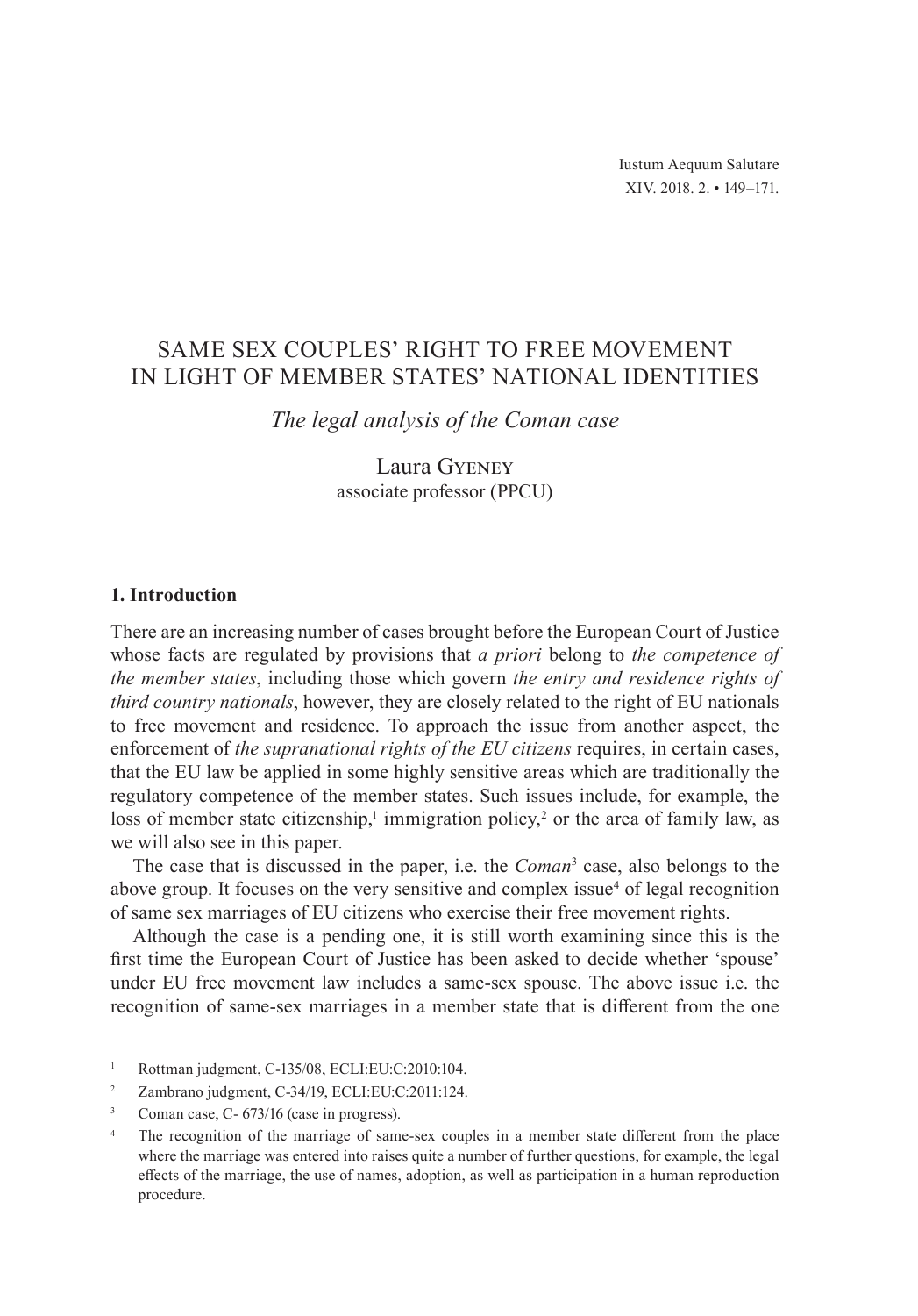# SAME SEX COUPLES' RIGHT TO FREE MOVEMENT IN LIGHT OF MEMBER STATES' NATIONAL IDENTITIES

*The legal analysis of the Coman case*

Laura Gyeney
associate professor (PPCU)

## 1. Introduction

There are an increasing number of cases brought before the European Court of Justice whose facts are regulated by provisions that *a priori* belong to *the competence of the member states*, including those which govern *the entry and residence rights of third country nationals*, however, they are closely related to the right of EU nationals to free movement and residence. To approach the issue from another aspect, the enforcement of *the supranational rights of the EU citizens* requires, in certain cases, that the EU law be applied in some highly sensitive areas which are traditionally the regulatory competence of the member states. Such issues include, for example, the loss of member state citizenship,[1] immigration policy,[2] or the area of family law, as we will also see in this paper.

The case that is discussed in the paper, i.e. the *Coman*[3] case, also belongs to the above group. It focuses on the very sensitive and complex issue[4] of legal recognition of same sex marriages of EU citizens who exercise their free movement rights.

Although the case is a pending one, it is still worth examining since this is the first time the European Court of Justice has been asked to decide whether 'spouse' under EU free movement law includes a same-sex spouse. The above issue i.e. the recognition of same-sex marriages in a member state that is different from the one

---

[1] Rottman judgment, C-135/08, ECLI:EU:C:2010:104.

[2] Zambrano judgment, C-34/19, ECLI:EU:C:2011:124.

[3] Coman case, C- 673/16 (case in progress).

[4] The recognition of the marriage of same-sex couples in a member state different from the place where the marriage was entered into raises quite a number of further questions, for example, the legal effects of the marriage, the use of names, adoption, as well as participation in a human reproduction procedure.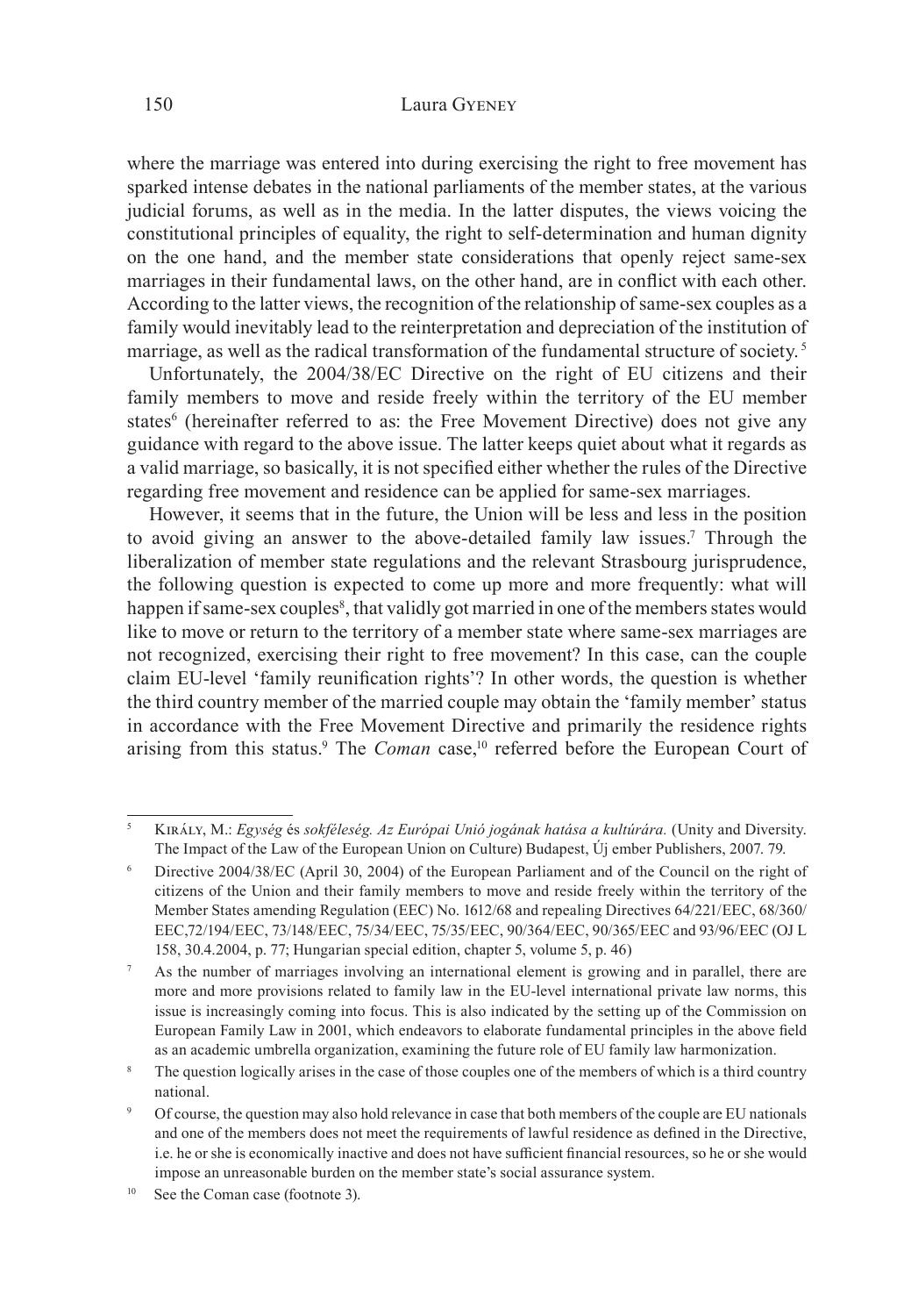where the marriage was entered into during exercising the right to free movement has sparked intense debates in the national parliaments of the member states, at the various judicial forums, as well as in the media. In the latter disputes, the views voicing the constitutional principles of equality, the right to self-determination and human dignity on the one hand, and the member state considerations that openly reject same-sex marriages in their fundamental laws, on the other hand, are in conflict with each other. According to the latter views, the recognition of the relationship of same-sex couples as a family would inevitably lead to the reinterpretation and depreciation of the institution of marriage, as well as the radical transformation of the fundamental structure of society. [5]

Unfortunately, the 2004/38/EC Directive on the right of EU citizens and their family members to move and reside freely within the territory of the EU member states[6] (hereinafter referred to as: the Free Movement Directive) does not give any guidance with regard to the above issue. The latter keeps quiet about what it regards as a valid marriage, so basically, it is not specified either whether the rules of the Directive regarding free movement and residence can be applied for same-sex marriages.

However, it seems that in the future, the Union will be less and less in the position to avoid giving an answer to the above-detailed family law issues.[7] Through the liberalization of member state regulations and the relevant Strasbourg jurisprudence, the following question is expected to come up more and more frequently: what will happen if same-sex couples[8], that validly got married in one of the members states would like to move or return to the territory of a member state where same-sex marriages are not recognized, exercising their right to free movement? In this case, can the couple claim EU-level 'family reunification rights'? In other words, the question is whether the third country member of the married couple may obtain the 'family member' status in accordance with the Free Movement Directive and primarily the residence rights arising from this status.[9] The *Coman* case,[10] referred before the European Court of

---

[5] Király, M.: *Egység* és *sokféleség. Az Európai Unió jogának hatása a kultúrára.* (Unity and Diversity. The Impact of the Law of the European Union on Culture) Budapest, Új ember Publishers, 2007. 79.

[6] Directive 2004/38/EC (April 30, 2004) of the European Parliament and of the Council on the right of citizens of the Union and their family members to move and reside freely within the territory of the Member States amending Regulation (EEC) No. 1612/68 and repealing Directives 64/221/EEC, 68/360/EEC,72/194/EEC, 73/148/EEC, 75/34/EEC, 75/35/EEC, 90/364/EEC, 90/365/EEC and 93/96/EEC (OJ L 158, 30.4.2004, p. 77; Hungarian special edition, chapter 5, volume 5, p. 46)

[7] As the number of marriages involving an international element is growing and in parallel, there are more and more provisions related to family law in the EU-level international private law norms, this issue is increasingly coming into focus. This is also indicated by the setting up of the Commission on European Family Law in 2001, which endeavors to elaborate fundamental principles in the above field as an academic umbrella organization, examining the future role of EU family law harmonization.

[8] The question logically arises in the case of those couples one of the members of which is a third country national.

[9] Of course, the question may also hold relevance in case that both members of the couple are EU nationals and one of the members does not meet the requirements of lawful residence as defined in the Directive, i.e. he or she is economically inactive and does not have sufficient financial resources, so he or she would impose an unreasonable burden on the member state's social assurance system.

[10] See the Coman case (footnote 3).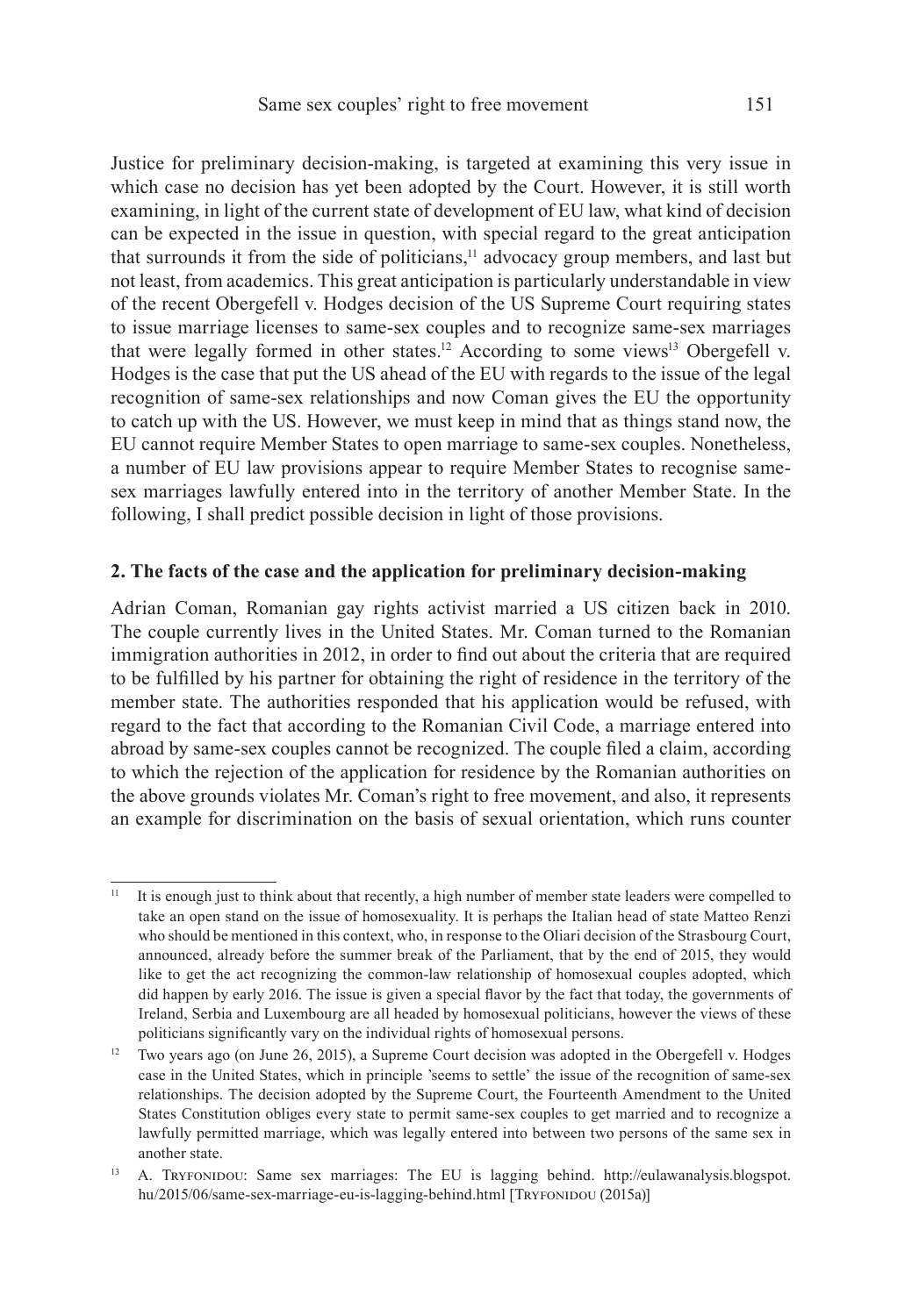Justice for preliminary decision-making, is targeted at examining this very issue in which case no decision has yet been adopted by the Court. However, it is still worth examining, in light of the current state of development of EU law, what kind of decision can be expected in the issue in question, with special regard to the great anticipation that surrounds it from the side of politicians,[11] advocacy group members, and last but not least, from academics. This great anticipation is particularly understandable in view of the recent Obergefell v. Hodges decision of the US Supreme Court requiring states to issue marriage licenses to same-sex couples and to recognize same-sex marriages that were legally formed in other states.[12] According to some views[13] Obergefell v. Hodges is the case that put the US ahead of the EU with regards to the issue of the legal recognition of same-sex relationships and now Coman gives the EU the opportunity to catch up with the US. However, we must keep in mind that as things stand now, the EU cannot require Member States to open marriage to same-sex couples. Nonetheless, a number of EU law provisions appear to require Member States to recognise same-sex marriages lawfully entered into in the territory of another Member State. In the following, I shall predict possible decision in light of those provisions.

## 2. The facts of the case and the application for preliminary decision-making

Adrian Coman, Romanian gay rights activist married a US citizen back in 2010. The couple currently lives in the United States. Mr. Coman turned to the Romanian immigration authorities in 2012, in order to find out about the criteria that are required to be fulfilled by his partner for obtaining the right of residence in the territory of the member state. The authorities responded that his application would be refused, with regard to the fact that according to the Romanian Civil Code, a marriage entered into abroad by same-sex couples cannot be recognized. The couple filed a claim, according to which the rejection of the application for residence by the Romanian authorities on the above grounds violates Mr. Coman's right to free movement, and also, it represents an example for discrimination on the basis of sexual orientation, which runs counter

---

[11] It is enough just to think about that recently, a high number of member state leaders were compelled to take an open stand on the issue of homosexuality. It is perhaps the Italian head of state Matteo Renzi who should be mentioned in this context, who, in response to the Oliari decision of the Strasbourg Court, announced, already before the summer break of the Parliament, that by the end of 2015, they would like to get the act recognizing the common-law relationship of homosexual couples adopted, which did happen by early 2016. The issue is given a special flavor by the fact that today, the governments of Ireland, Serbia and Luxembourg are all headed by homosexual politicians, however the views of these politicians significantly vary on the individual rights of homosexual persons.

[12] Two years ago (on June 26, 2015), a Supreme Court decision was adopted in the Obergefell v. Hodges case in the United States, which in principle 'seems to settle' the issue of the recognition of same-sex relationships. The decision adopted by the Supreme Court, the Fourteenth Amendment to the United States Constitution obliges every state to permit same-sex couples to get married and to recognize a lawfully permitted marriage, which was legally entered into between two persons of the same sex in another state.

[13] A. Tryfonidou: Same sex marriages: The EU is lagging behind. http://eulawanalysis.blogspot.hu/2015/06/same-sex-marriage-eu-is-lagging-behind.html [Tryfonidou (2015a)]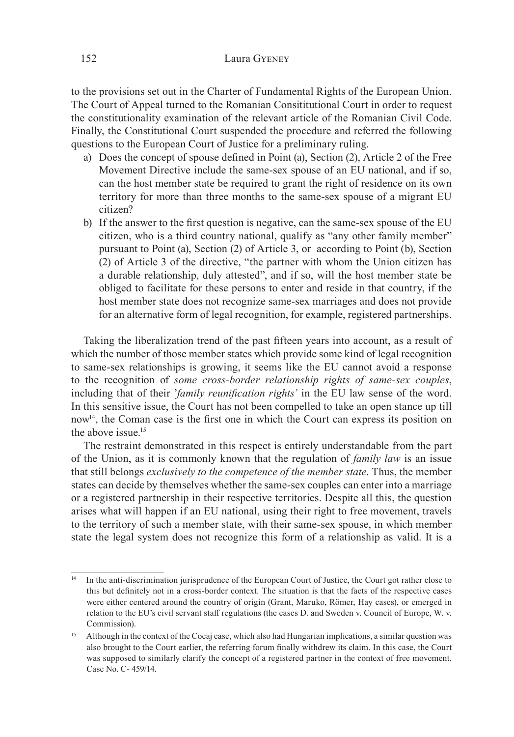to the provisions set out in the Charter of Fundamental Rights of the European Union. The Court of Appeal turned to the Romanian Consititutional Court in order to request the constitutionality examination of the relevant article of the Romanian Civil Code. Finally, the Constitutional Court suspended the procedure and referred the following questions to the European Court of Justice for a preliminary ruling.

a) Does the concept of spouse defined in Point (a), Section (2), Article 2 of the Free Movement Directive include the same-sex spouse of an EU national, and if so, can the host member state be required to grant the right of residence on its own territory for more than three months to the same-sex spouse of a migrant EU citizen?

b) If the answer to the first question is negative, can the same-sex spouse of the EU citizen, who is a third country national, qualify as "any other family member" pursuant to Point (a), Section (2) of Article 3, or according to Point (b), Section (2) of Article 3 of the directive, "the partner with whom the Union citizen has a durable relationship, duly attested", and if so, will the host member state be obliged to facilitate for these persons to enter and reside in that country, if the host member state does not recognize same-sex marriages and does not provide for an alternative form of legal recognition, for example, registered partnerships.

Taking the liberalization trend of the past fifteen years into account, as a result of which the number of those member states which provide some kind of legal recognition to same-sex relationships is growing, it seems like the EU cannot avoid a response to the recognition of *some cross-border relationship rights of same-sex couples*, including that of their '*family reunification rights'* in the EU law sense of the word. In this sensitive issue, the Court has not been compelled to take an open stance up till now[14], the Coman case is the first one in which the Court can express its position on the above issue.[15]

The restraint demonstrated in this respect is entirely understandable from the part of the Union, as it is commonly known that the regulation of *family law* is an issue that still belongs *exclusively to the competence of the member state*. Thus, the member states can decide by themselves whether the same-sex couples can enter into a marriage or a registered partnership in their respective territories. Despite all this, the question arises what will happen if an EU national, using their right to free movement, travels to the territory of such a member state, with their same-sex spouse, in which member state the legal system does not recognize this form of a relationship as valid. It is a

---

[14] In the anti-discrimination jurisprudence of the European Court of Justice, the Court got rather close to this but definitely not in a cross-border context. The situation is that the facts of the respective cases were either centered around the country of origin (Grant, Maruko, Römer, Hay cases), or emerged in relation to the EU's civil servant staff regulations (the cases D. and Sweden v. Council of Europe, W. v. Commission).

[15] Although in the context of the Cocaj case, which also had Hungarian implications, a similar question was also brought to the Court earlier, the referring forum finally withdrew its claim. In this case, the Court was supposed to similarly clarify the concept of a registered partner in the context of free movement. Case No. C- 459/14.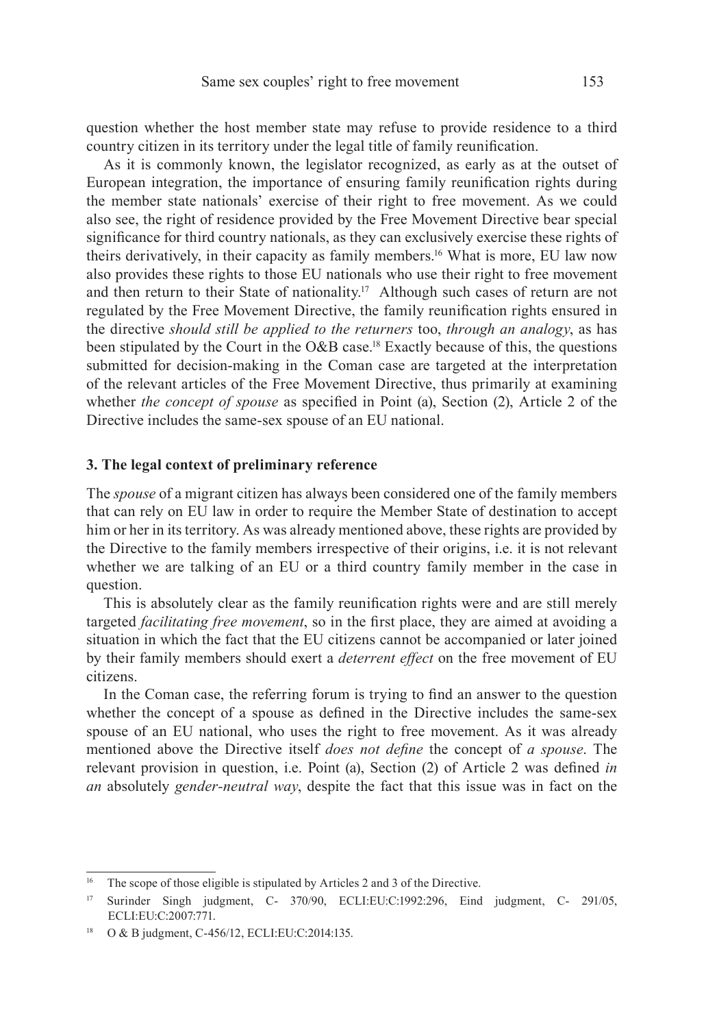question whether the host member state may refuse to provide residence to a third country citizen in its territory under the legal title of family reunification.

As it is commonly known, the legislator recognized, as early as at the outset of European integration, the importance of ensuring family reunification rights during the member state nationals' exercise of their right to free movement. As we could also see, the right of residence provided by the Free Movement Directive bear special significance for third country nationals, as they can exclusively exercise these rights of theirs derivatively, in their capacity as family members.[16] What is more, EU law now also provides these rights to those EU nationals who use their right to free movement and then return to their State of nationality.[17] Although such cases of return are not regulated by the Free Movement Directive, the family reunification rights ensured in the directive *should still be applied to the returners* too, *through an analogy*, as has been stipulated by the Court in the O&B case.[18] Exactly because of this, the questions submitted for decision-making in the Coman case are targeted at the interpretation of the relevant articles of the Free Movement Directive, thus primarily at examining whether *the concept of spouse* as specified in Point (a), Section (2), Article 2 of the Directive includes the same-sex spouse of an EU national.

## 3. The legal context of preliminary reference

The *spouse* of a migrant citizen has always been considered one of the family members that can rely on EU law in order to require the Member State of destination to accept him or her in its territory. As was already mentioned above, these rights are provided by the Directive to the family members irrespective of their origins, i.e. it is not relevant whether we are talking of an EU or a third country family member in the case in question.

This is absolutely clear as the family reunification rights were and are still merely targeted *facilitating free movement*, so in the first place, they are aimed at avoiding a situation in which the fact that the EU citizens cannot be accompanied or later joined by their family members should exert a *deterrent effect* on the free movement of EU citizens.

In the Coman case, the referring forum is trying to find an answer to the question whether the concept of a spouse as defined in the Directive includes the same-sex spouse of an EU national, who uses the right to free movement. As it was already mentioned above the Directive itself *does not define* the concept of *a spouse*. The relevant provision in question, i.e. Point (a), Section (2) of Article 2 was defined *in an* absolutely *gender-neutral way*, despite the fact that this issue was in fact on the

---

[16] The scope of those eligible is stipulated by Articles 2 and 3 of the Directive.

[17] Surinder Singh judgment, C- 370/90, ECLI:EU:C:1992:296, Eind judgment, C- 291/05, ECLI:EU:C:2007:771.

[18] O & B judgment, C-456/12, ECLI:EU:C:2014:135.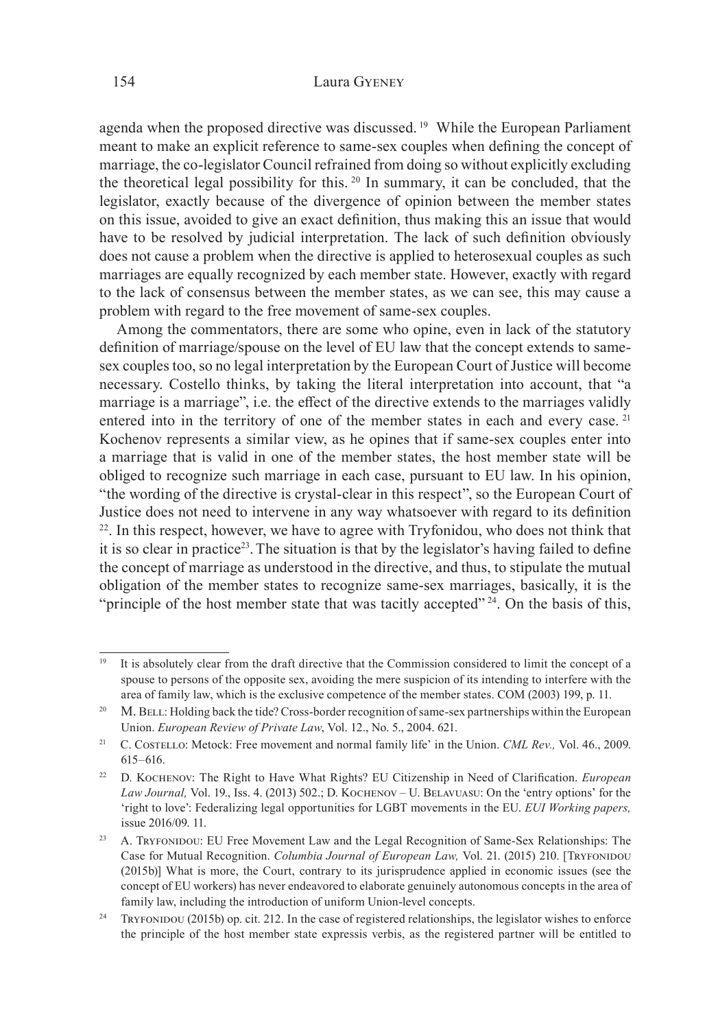agenda when the proposed directive was discussed. [19] While the European Parliament meant to make an explicit reference to same-sex couples when defining the concept of marriage, the co-legislator Council refrained from doing so without explicitly excluding the theoretical legal possibility for this. [20] In summary, it can be concluded, that the legislator, exactly because of the divergence of opinion between the member states on this issue, avoided to give an exact definition, thus making this an issue that would have to be resolved by judicial interpretation. The lack of such definition obviously does not cause a problem when the directive is applied to heterosexual couples as such marriages are equally recognized by each member state. However, exactly with regard to the lack of consensus between the member states, as we can see, this may cause a problem with regard to the free movement of same-sex couples.

Among the commentators, there are some who opine, even in lack of the statutory definition of marriage/spouse on the level of EU law that the concept extends to same-sex couples too, so no legal interpretation by the European Court of Justice will become necessary. Costello thinks, by taking the literal interpretation into account, that "a marriage is a marriage", i.e. the effect of the directive extends to the marriages validly entered into in the territory of one of the member states in each and every case. [21] Kochenov represents a similar view, as he opines that if same-sex couples enter into a marriage that is valid in one of the member states, the host member state will be obliged to recognize such marriage in each case, pursuant to EU law. In his opinion, "the wording of the directive is crystal-clear in this respect", so the European Court of Justice does not need to intervene in any way whatsoever with regard to its definition [22]. In this respect, however, we have to agree with Tryfonidou, who does not think that it is so clear in practice[23]. The situation is that by the legislator's having failed to define the concept of marriage as understood in the directive, and thus, to stipulate the mutual obligation of the member states to recognize same-sex marriages, basically, it is the "principle of the host member state that was tacitly accepted" [24]. On the basis of this,

---

[19] It is absolutely clear from the draft directive that the Commission considered to limit the concept of a spouse to persons of the opposite sex, avoiding the mere suspicion of its intending to interfere with the area of family law, which is the exclusive competence of the member states. COM (2003) 199, p. 11.

[20] M. Bell: Holding back the tide? Cross-border recognition of same-sex partnerships within the European Union. *European Review of Private Law*, Vol. 12., No. 5., 2004. 621.

[21] C. Costello: Metock: Free movement and normal family life' in the Union. *CML Rev.,* Vol. 46., 2009. 615–616.

[22] D. Kochenov: The Right to Have What Rights? EU Citizenship in Need of Clarification. *European Law Journal,* Vol. 19., Iss. 4. (2013) 502.; D. Kochenov – U. Belavuasu: On the 'entry options' for the 'right to love': Federalizing legal opportunities for LGBT movements in the EU. *EUI Working papers,* issue 2016/09. 11.

[23] A. Tryfonidou: EU Free Movement Law and the Legal Recognition of Same-Sex Relationships: The Case for Mutual Recognition. *Columbia Journal of European Law,* Vol. 21. (2015) 210. [Tryfonidou (2015b)] What is more, the Court, contrary to its jurisprudence applied in economic issues (see the concept of EU workers) has never endeavored to elaborate genuinely autonomous concepts in the area of family law, including the introduction of uniform Union-level concepts.

[24] Tryfonidou (2015b) op. cit. 212. In the case of registered relationships, the legislator wishes to enforce the principle of the host member state expressis verbis, as the registered partner will be entitled to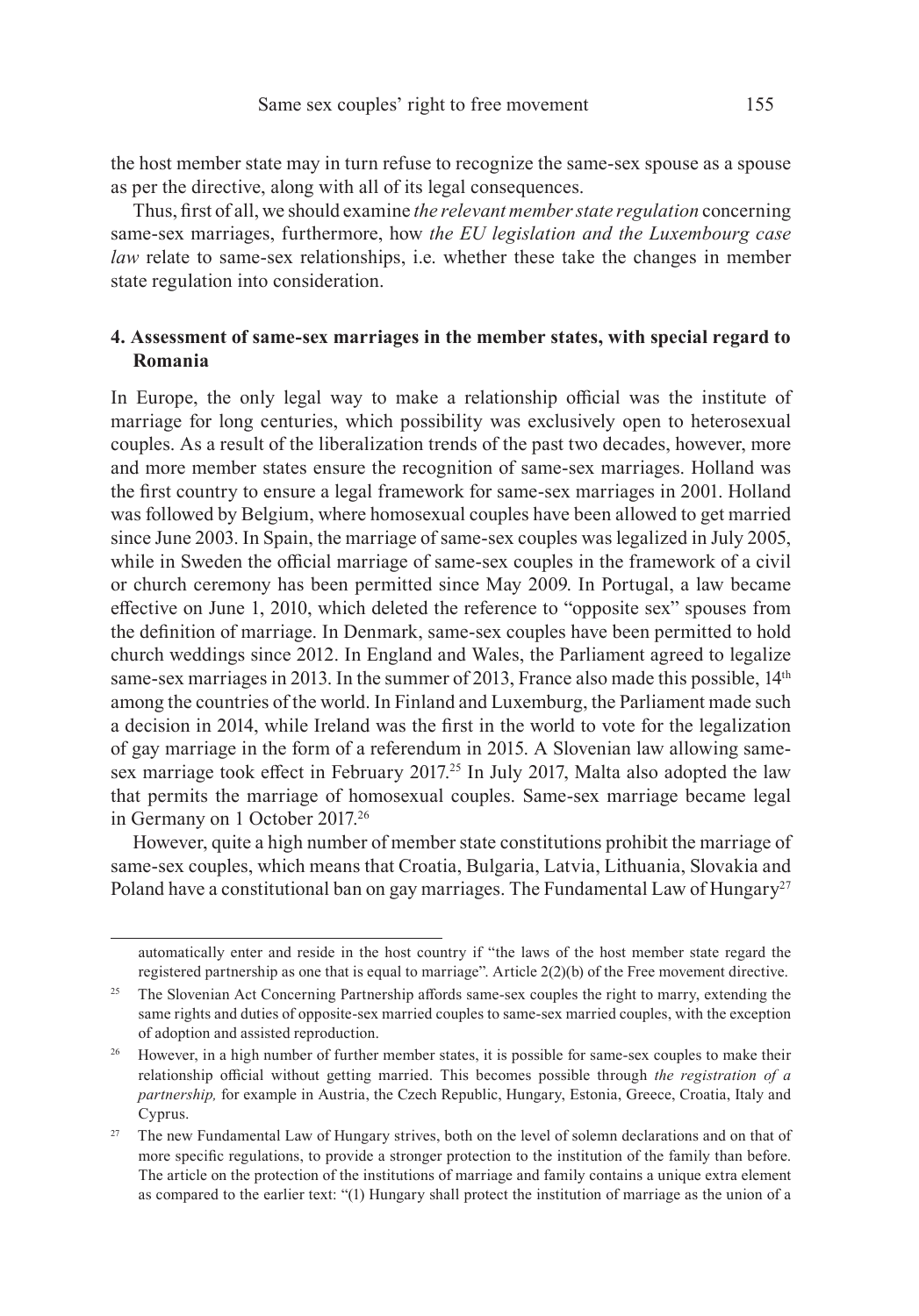the host member state may in turn refuse to recognize the same-sex spouse as a spouse as per the directive, along with all of its legal consequences.

Thus, first of all, we should examine *the relevant member state regulation* concerning same-sex marriages, furthermore, how *the EU legislation and the Luxembourg case law* relate to same-sex relationships, i.e. whether these take the changes in member state regulation into consideration.

## 4. Assessment of same-sex marriages in the member states, with special regard to Romania

In Europe, the only legal way to make a relationship official was the institute of marriage for long centuries, which possibility was exclusively open to heterosexual couples. As a result of the liberalization trends of the past two decades, however, more and more member states ensure the recognition of same-sex marriages. Holland was the first country to ensure a legal framework for same-sex marriages in 2001. Holland was followed by Belgium, where homosexual couples have been allowed to get married since June 2003. In Spain, the marriage of same-sex couples was legalized in July 2005, while in Sweden the official marriage of same-sex couples in the framework of a civil or church ceremony has been permitted since May 2009. In Portugal, a law became effective on June 1, 2010, which deleted the reference to "opposite sex" spouses from the definition of marriage. In Denmark, same-sex couples have been permitted to hold church weddings since 2012. In England and Wales, the Parliament agreed to legalize same-sex marriages in 2013. In the summer of 2013, France also made this possible, 14th among the countries of the world. In Finland and Luxemburg, the Parliament made such a decision in 2014, while Ireland was the first in the world to vote for the legalization of gay marriage in the form of a referendum in 2015. A Slovenian law allowing same-sex marriage took effect in February 2017.[25] In July 2017, Malta also adopted the law that permits the marriage of homosexual couples. Same-sex marriage became legal in Germany on 1 October 2017.[26]

However, quite a high number of member state constitutions prohibit the marriage of same-sex couples, which means that Croatia, Bulgaria, Latvia, Lithuania, Slovakia and Poland have a constitutional ban on gay marriages. The Fundamental Law of Hungary[27]

---

automatically enter and reside in the host country if "the laws of the host member state regard the registered partnership as one that is equal to marriage". Article 2(2)(b) of the Free movement directive.

[25] The Slovenian Act Concerning Partnership affords same-sex couples the right to marry, extending the same rights and duties of opposite-sex married couples to same-sex married couples, with the exception of adoption and assisted reproduction.

[26] However, in a high number of further member states, it is possible for same-sex couples to make their relationship official without getting married. This becomes possible through *the registration of a partnership,* for example in Austria, the Czech Republic, Hungary, Estonia, Greece, Croatia, Italy and Cyprus.

[27] The new Fundamental Law of Hungary strives, both on the level of solemn declarations and on that of more specific regulations, to provide a stronger protection to the institution of the family than before. The article on the protection of the institutions of marriage and family contains a unique extra element as compared to the earlier text: "(1) Hungary shall protect the institution of marriage as the union of a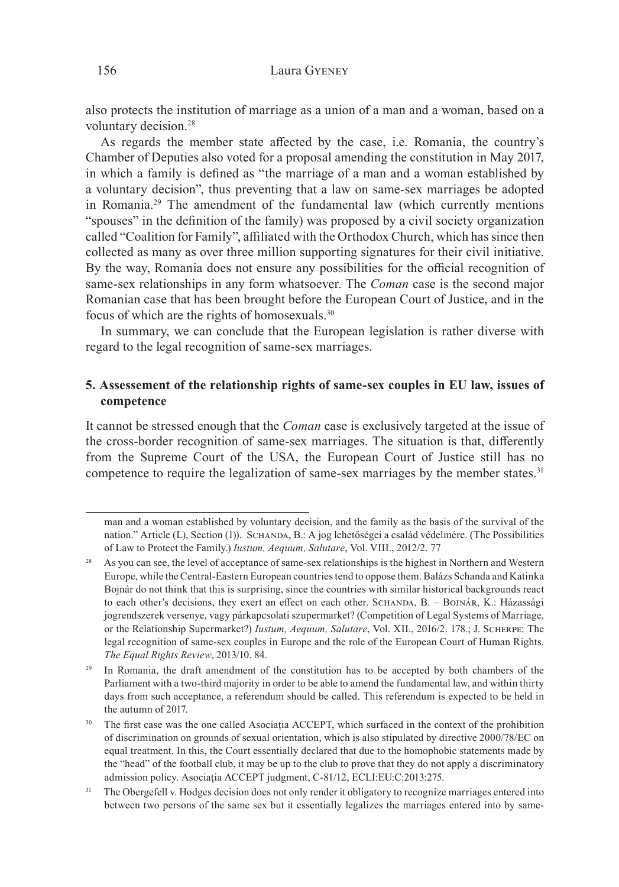also protects the institution of marriage as a union of a man and a woman, based on a voluntary decision.[28]

As regards the member state affected by the case, i.e. Romania, the country's Chamber of Deputies also voted for a proposal amending the constitution in May 2017, in which a family is defined as "the marriage of a man and a woman established by a voluntary decision", thus preventing that a law on same-sex marriages be adopted in Romania.[29] The amendment of the fundamental law (which currently mentions "spouses" in the definition of the family) was proposed by a civil society organization called "Coalition for Family", affiliated with the Orthodox Church, which has since then collected as many as over three million supporting signatures for their civil initiative. By the way, Romania does not ensure any possibilities for the official recognition of same-sex relationships in any form whatsoever. The *Coman* case is the second major Romanian case that has been brought before the European Court of Justice, and in the focus of which are the rights of homosexuals.[30]

In summary, we can conclude that the European legislation is rather diverse with regard to the legal recognition of same-sex marriages.

## 5. Assessement of the relationship rights of same-sex couples in EU law, issues of competence

It cannot be stressed enough that the *Coman* case is exclusively targeted at the issue of the cross-border recognition of same-sex marriages. The situation is that, differently from the Supreme Court of the USA, the European Court of Justice still has no competence to require the legalization of same-sex marriages by the member states.[31]

---

man and a woman established by voluntary decision, and the family as the basis of the survival of the nation." Article (L), Section (1)). Schanda, B.: A jog lehetőségei a család védelmére. (The Possibilities of Law to Protect the Family.) *Iustum, Aequum, Salutare*, Vol. VIII., 2012/2. 77

[28] As you can see, the level of acceptance of same-sex relationships is the highest in Northern and Western Europe, while the Central-Eastern European countries tend to oppose them. Balázs Schanda and Katinka Bojnár do not think that this is surprising, since the countries with similar historical backgrounds react to each other's decisions, they exert an effect on each other. Schanda, B. – Bojnár, K.: Házassági jogrendszerek versenye, vagy párkapcsolati szupermarket? (Competition of Legal Systems of Marriage, or the Relationship Supermarket?) *Iustum, Aequum, Salutare*, Vol. XII., 2016/2. 178.; J. Scherpe: The legal recognition of same-sex couples in Europe and the role of the European Court of Human Rights. *The Equal Rights Review*, 2013/10. 84.

[29] In Romania, the draft amendment of the constitution has to be accepted by both chambers of the Parliament with a two-third majority in order to be able to amend the fundamental law, and within thirty days from such acceptance, a referendum should be called. This referendum is expected to be held in the autumn of 2017.

[30] The first case was the one called Asociaţia ACCEPT, which surfaced in the context of the prohibition of discrimination on grounds of sexual orientation, which is also stipulated by directive 2000/78/EC on equal treatment. In this, the Court essentially declared that due to the homophobic statements made by the "head" of the football club, it may be up to the club to prove that they do not apply a discriminatory admission policy. Asociaţia ACCEPT judgment, C-81/12, ECLI:EU:C:2013:275.

[31] The Obergefell v. Hodges decision does not only render it obligatory to recognize marriages entered into between two persons of the same sex but it essentially legalizes the marriages entered into by same-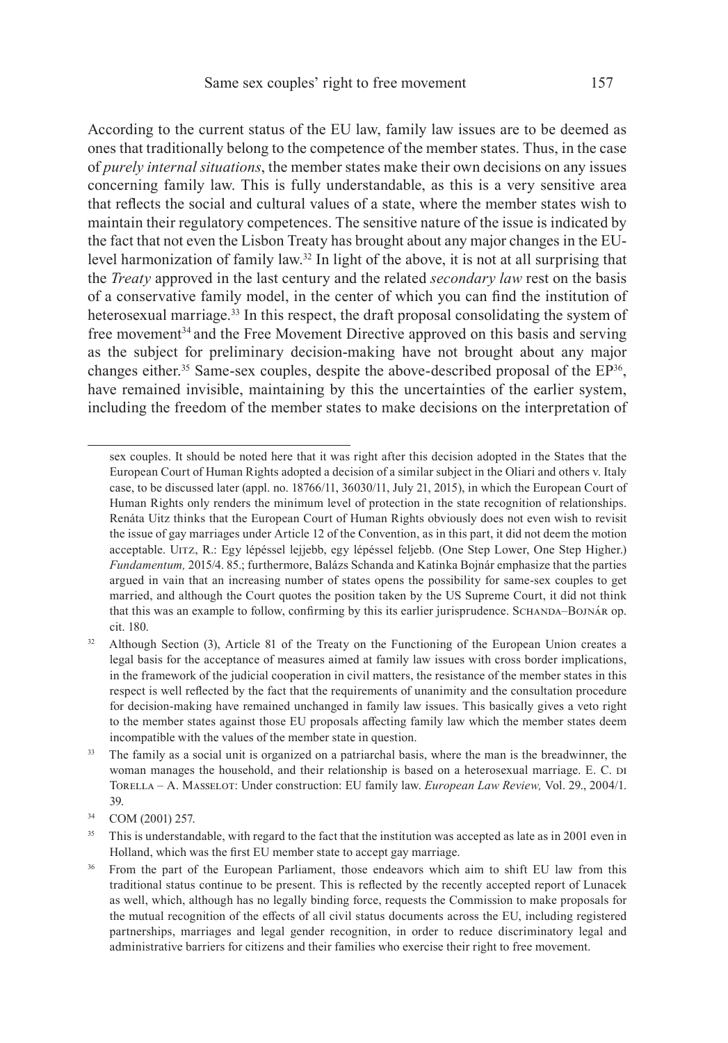According to the current status of the EU law, family law issues are to be deemed as ones that traditionally belong to the competence of the member states. Thus, in the case of *purely internal situations*, the member states make their own decisions on any issues concerning family law. This is fully understandable, as this is a very sensitive area that reflects the social and cultural values of a state, where the member states wish to maintain their regulatory competences. The sensitive nature of the issue is indicated by the fact that not even the Lisbon Treaty has brought about any major changes in the EU-level harmonization of family law.[32] In light of the above, it is not at all surprising that the *Treaty* approved in the last century and the related *secondary law* rest on the basis of a conservative family model, in the center of which you can find the institution of heterosexual marriage.[33] In this respect, the draft proposal consolidating the system of free movement[34] and the Free Movement Directive approved on this basis and serving as the subject for preliminary decision-making have not brought about any major changes either.[35] Same-sex couples, despite the above-described proposal of the EP[36], have remained invisible, maintaining by this the uncertainties of the earlier system, including the freedom of the member states to make decisions on the interpretation of

---

sex couples. It should be noted here that it was right after this decision adopted in the States that the European Court of Human Rights adopted a decision of a similar subject in the Oliari and others v. Italy case, to be discussed later (appl. no. 18766/11, 36030/11, July 21, 2015), in which the European Court of Human Rights only renders the minimum level of protection in the state recognition of relationships. Renáta Uitz thinks that the European Court of Human Rights obviously does not even wish to revisit the issue of gay marriages under Article 12 of the Convention, as in this part, it did not deem the motion acceptable. Uitz, R.: Egy lépéssel lejjebb, egy lépéssel feljebb. (One Step Lower, One Step Higher.) *Fundamentum,* 2015/4. 85.; furthermore, Balázs Schanda and Katinka Bojnár emphasize that the parties argued in vain that an increasing number of states opens the possibility for same-sex couples to get married, and although the Court quotes the position taken by the US Supreme Court, it did not think that this was an example to follow, confirming by this its earlier jurisprudence. Schanda–Bojnár op. cit. 180.

[32] Although Section (3), Article 81 of the Treaty on the Functioning of the European Union creates a legal basis for the acceptance of measures aimed at family law issues with cross border implications, in the framework of the judicial cooperation in civil matters, the resistance of the member states in this respect is well reflected by the fact that the requirements of unanimity and the consultation procedure for decision-making have remained unchanged in family law issues. This basically gives a veto right to the member states against those EU proposals affecting family law which the member states deem incompatible with the values of the member state in question.

[33] The family as a social unit is organized on a patriarchal basis, where the man is the breadwinner, the woman manages the household, and their relationship is based on a heterosexual marriage. E. C. di Torella – A. Masselot: Under construction: EU family law. *European Law Review,* Vol. 29., 2004/1. 39.

[34] COM (2001) 257.

[35] This is understandable, with regard to the fact that the institution was accepted as late as in 2001 even in Holland, which was the first EU member state to accept gay marriage.

[36] From the part of the European Parliament, those endeavors which aim to shift EU law from this traditional status continue to be present. This is reflected by the recently accepted report of Lunacek as well, which, although has no legally binding force, requests the Commission to make proposals for the mutual recognition of the effects of all civil status documents across the EU, including registered partnerships, marriages and legal gender recognition, in order to reduce discriminatory legal and administrative barriers for citizens and their families who exercise their right to free movement.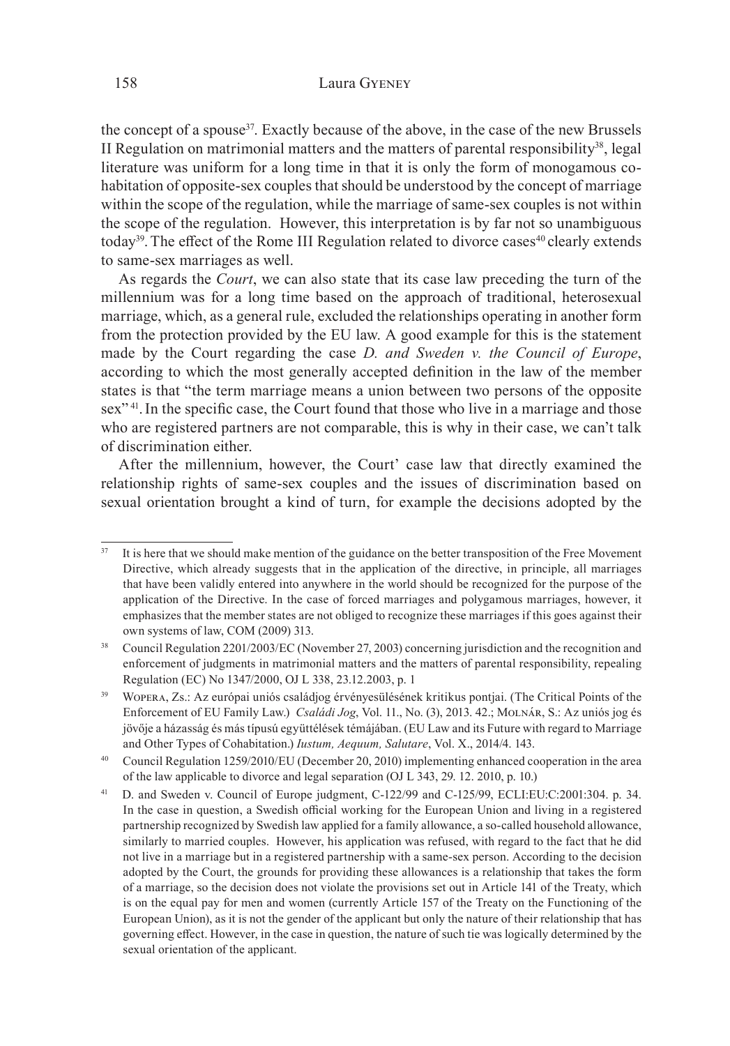the concept of a spouse[37]. Exactly because of the above, in the case of the new Brussels II Regulation on matrimonial matters and the matters of parental responsibility[38], legal literature was uniform for a long time in that it is only the form of monogamous co-habitation of opposite-sex couples that should be understood by the concept of marriage within the scope of the regulation, while the marriage of same-sex couples is not within the scope of the regulation. However, this interpretation is by far not so unambiguous today[39]. The effect of the Rome III Regulation related to divorce cases[40] clearly extends to same-sex marriages as well.

As regards the *Court*, we can also state that its case law preceding the turn of the millennium was for a long time based on the approach of traditional, heterosexual marriage, which, as a general rule, excluded the relationships operating in another form from the protection provided by the EU law. A good example for this is the statement made by the Court regarding the case *D. and Sweden v. the Council of Europe*, according to which the most generally accepted definition in the law of the member states is that "the term marriage means a union between two persons of the opposite sex"[41]. In the specific case, the Court found that those who live in a marriage and those who are registered partners are not comparable, this is why in their case, we can't talk of discrimination either.

After the millennium, however, the Court' case law that directly examined the relationship rights of same-sex couples and the issues of discrimination based on sexual orientation brought a kind of turn, for example the decisions adopted by the

---

[37] It is here that we should make mention of the guidance on the better transposition of the Free Movement Directive, which already suggests that in the application of the directive, in principle, all marriages that have been validly entered into anywhere in the world should be recognized for the purpose of the application of the Directive. In the case of forced marriages and polygamous marriages, however, it emphasizes that the member states are not obliged to recognize these marriages if this goes against their own systems of law, COM (2009) 313.

[38] Council Regulation 2201/2003/EC (November 27, 2003) concerning jurisdiction and the recognition and enforcement of judgments in matrimonial matters and the matters of parental responsibility, repealing Regulation (EC) No 1347/2000, OJ L 338, 23.12.2003, p. 1

[39] Wopera, Zs.: Az európai uniós családjog érvényesülésének kritikus pontjai. (The Critical Points of the Enforcement of EU Family Law.) *Családi Jog*, Vol. 11., No. (3), 2013. 42.; Molnár, S.: Az uniós jog és jövője a házasság és más típusú együttélések témájában. (EU Law and its Future with regard to Marriage and Other Types of Cohabitation.) *Iustum, Aequum, Salutare*, Vol. X., 2014/4. 143.

[40] Council Regulation 1259/2010/EU (December 20, 2010) implementing enhanced cooperation in the area of the law applicable to divorce and legal separation (OJ L 343, 29. 12. 2010, p. 10.)

[41] D. and Sweden v. Council of Europe judgment, C-122/99 and C-125/99, ECLI:EU:C:2001:304. p. 34. In the case in question, a Swedish official working for the European Union and living in a registered partnership recognized by Swedish law applied for a family allowance, a so-called household allowance, similarly to married couples. However, his application was refused, with regard to the fact that he did not live in a marriage but in a registered partnership with a same-sex person. According to the decision adopted by the Court, the grounds for providing these allowances is a relationship that takes the form of a marriage, so the decision does not violate the provisions set out in Article 141 of the Treaty, which is on the equal pay for men and women (currently Article 157 of the Treaty on the Functioning of the European Union), as it is not the gender of the applicant but only the nature of their relationship that has governing effect. However, in the case in question, the nature of such tie was logically determined by the sexual orientation of the applicant.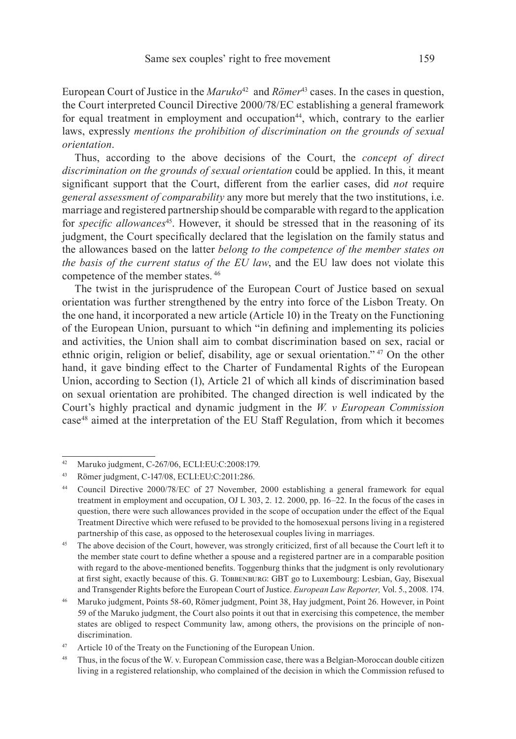European Court of Justice in the *Maruko*[42] and *Römer*[43] cases. In the cases in question, the Court interpreted Council Directive 2000/78/EC establishing a general framework for equal treatment in employment and occupation[44], which, contrary to the earlier laws, expressly *mentions the prohibition of discrimination on the grounds of sexual orientation*.

Thus, according to the above decisions of the Court, the *concept of direct discrimination on the grounds of sexual orientation* could be applied. In this, it meant significant support that the Court, different from the earlier cases, did *not* require *general assessment of comparability* any more but merely that the two institutions, i.e. marriage and registered partnership should be comparable with regard to the application for *specific allowances*[45]. However, it should be stressed that in the reasoning of its judgment, the Court specifically declared that the legislation on the family status and the allowances based on the latter *belong to the competence of the member states on the basis of the current status of the EU law*, and the EU law does not violate this competence of the member states.[46]

The twist in the jurisprudence of the European Court of Justice based on sexual orientation was further strengthened by the entry into force of the Lisbon Treaty. On the one hand, it incorporated a new article (Article 10) in the Treaty on the Functioning of the European Union, pursuant to which "in defining and implementing its policies and activities, the Union shall aim to combat discrimination based on sex, racial or ethnic origin, religion or belief, disability, age or sexual orientation."[47] On the other hand, it gave binding effect to the Charter of Fundamental Rights of the European Union, according to Section (1), Article 21 of which all kinds of discrimination based on sexual orientation are prohibited. The changed direction is well indicated by the Court's highly practical and dynamic judgment in the *W. v European Commission* case[48] aimed at the interpretation of the EU Staff Regulation, from which it becomes

---

[42] Maruko judgment, C-267/06, ECLI:EU:C:2008:179.

[43] Römer judgment, C-147/08, ECLI:EU:C:2011:286.

[44] Council Directive 2000/78/EC of 27 November, 2000 establishing a general framework for equal treatment in employment and occupation, OJ L 303, 2. 12. 2000, pp. 16–22. In the focus of the cases in question, there were such allowances provided in the scope of occupation under the effect of the Equal Treatment Directive which were refused to be provided to the homosexual persons living in a registered partnership of this case, as opposed to the heterosexual couples living in marriages.

[45] The above decision of the Court, however, was strongly criticized, first of all because the Court left it to the member state court to define whether a spouse and a registered partner are in a comparable position with regard to the above-mentioned benefits. Toggenburg thinks that the judgment is only revolutionary at first sight, exactly because of this. G. Tobbenburg: GBT go to Luxembourg: Lesbian, Gay, Bisexual and Transgender Rights before the European Court of Justice. *European Law Reporter,* Vol. 5., 2008. 174.

[46] Maruko judgment, Points 58-60, Römer judgment, Point 38, Hay judgment, Point 26. However, in Point 59 of the Maruko judgment, the Court also points it out that in exercising this competence, the member states are obliged to respect Community law, among others, the provisions on the principle of non-discrimination.

[47] Article 10 of the Treaty on the Functioning of the European Union.

[48] Thus, in the focus of the W. v. European Commission case, there was a Belgian-Moroccan double citizen living in a registered relationship, who complained of the decision in which the Commission refused to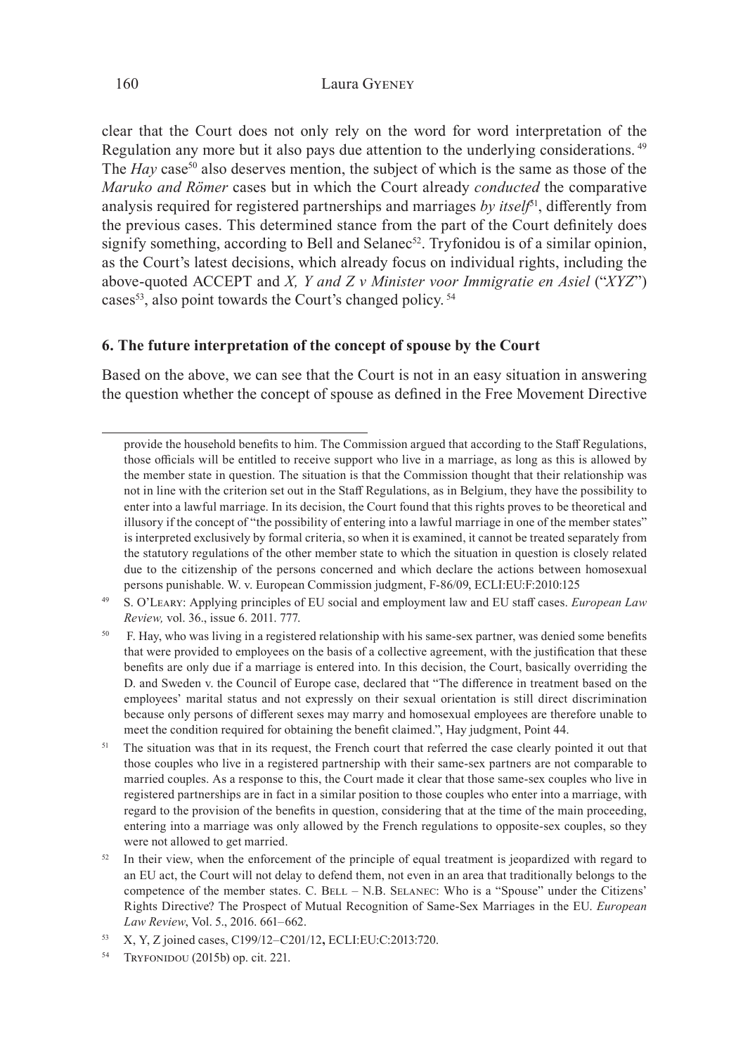clear that the Court does not only rely on the word for word interpretation of the Regulation any more but it also pays due attention to the underlying considerations. [49] The *Hay* case[50] also deserves mention, the subject of which is the same as those of the *Maruko and Römer* cases but in which the Court already *conducted* the comparative analysis required for registered partnerships and marriages *by itself*[51], differently from the previous cases. This determined stance from the part of the Court definitely does signify something, according to Bell and Selanec[52]. Tryfonidou is of a similar opinion, as the Court's latest decisions, which already focus on individual rights, including the above-quoted ACCEPT and *X, Y and Z v Minister voor Immigratie en Asiel* ("*XYZ*") cases[53], also point towards the Court's changed policy. [54]

## 6. The future interpretation of the concept of spouse by the Court

Based on the above, we can see that the Court is not in an easy situation in answering the question whether the concept of spouse as defined in the Free Movement Directive

---

provide the household benefits to him. The Commission argued that according to the Staff Regulations, those officials will be entitled to receive support who live in a marriage, as long as this is allowed by the member state in question. The situation is that the Commission thought that their relationship was not in line with the criterion set out in the Staff Regulations, as in Belgium, they have the possibility to enter into a lawful marriage. In its decision, the Court found that this rights proves to be theoretical and illusory if the concept of "the possibility of entering into a lawful marriage in one of the member states" is interpreted exclusively by formal criteria, so when it is examined, it cannot be treated separately from the statutory regulations of the other member state to which the situation in question is closely related due to the citizenship of the persons concerned and which declare the actions between homosexual persons punishable. W. v. European Commission judgment, F-86/09, ECLI:EU:F:2010:125

[49] S. O'Leary: Applying principles of EU social and employment law and EU staff cases. *European Law Review,* vol. 36., issue 6. 2011. 777.

[50] F. Hay, who was living in a registered relationship with his same-sex partner, was denied some benefits that were provided to employees on the basis of a collective agreement, with the justification that these benefits are only due if a marriage is entered into. In this decision, the Court, basically overriding the D. and Sweden v. the Council of Europe case, declared that "The difference in treatment based on the employees' marital status and not expressly on their sexual orientation is still direct discrimination because only persons of different sexes may marry and homosexual employees are therefore unable to meet the condition required for obtaining the benefit claimed.", Hay judgment, Point 44.

[51] The situation was that in its request, the French court that referred the case clearly pointed it out that those couples who live in a registered partnership with their same-sex partners are not comparable to married couples. As a response to this, the Court made it clear that those same-sex couples who live in registered partnerships are in fact in a similar position to those couples who enter into a marriage, with regard to the provision of the benefits in question, considering that at the time of the main proceeding, entering into a marriage was only allowed by the French regulations to opposite-sex couples, so they were not allowed to get married.

[52] In their view, when the enforcement of the principle of equal treatment is jeopardized with regard to an EU act, the Court will not delay to defend them, not even in an area that traditionally belongs to the competence of the member states. C. Bell – N.B. Selanec: Who is a "Spouse" under the Citizens' Rights Directive? The Prospect of Mutual Recognition of Same-Sex Marriages in the EU. *European Law Review*, Vol. 5., 2016. 661–662.

[53] X, Y, Z joined cases, C199/12–C201/12**,** ECLI:EU:C:2013:720.

[54] Tryfonidou (2015b) op. cit. 221.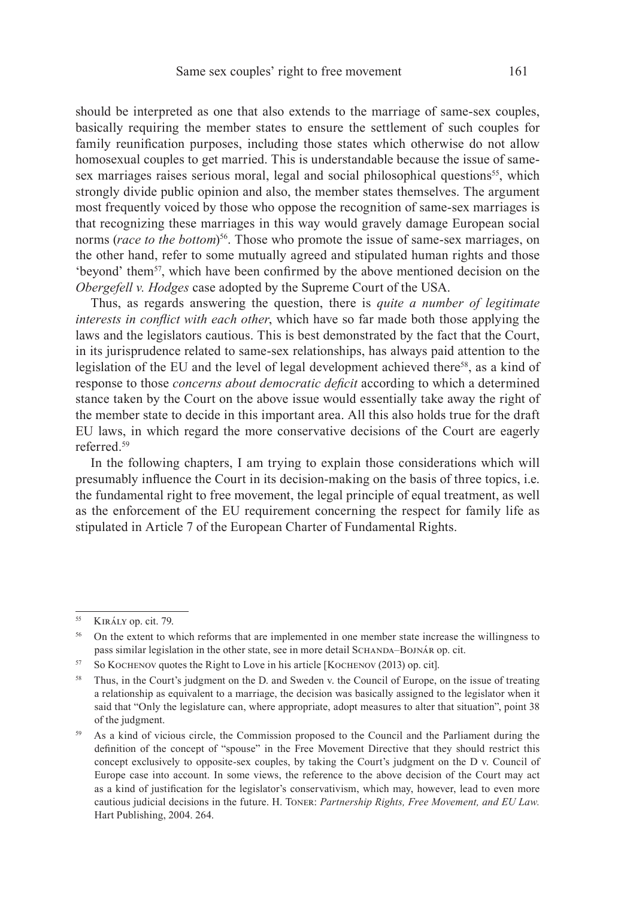should be interpreted as one that also extends to the marriage of same-sex couples, basically requiring the member states to ensure the settlement of such couples for family reunification purposes, including those states which otherwise do not allow homosexual couples to get married. This is understandable because the issue of same-sex marriages raises serious moral, legal and social philosophical questions[55], which strongly divide public opinion and also, the member states themselves. The argument most frequently voiced by those who oppose the recognition of same-sex marriages is that recognizing these marriages in this way would gravely damage European social norms (*race to the bottom*)[56]. Those who promote the issue of same-sex marriages, on the other hand, refer to some mutually agreed and stipulated human rights and those 'beyond' them[57], which have been confirmed by the above mentioned decision on the *Obergefell v. Hodges* case adopted by the Supreme Court of the USA.

Thus, as regards answering the question, there is *quite a number of legitimate interests in conflict with each other*, which have so far made both those applying the laws and the legislators cautious. This is best demonstrated by the fact that the Court, in its jurisprudence related to same-sex relationships, has always paid attention to the legislation of the EU and the level of legal development achieved there[58], as a kind of response to those *concerns about democratic deficit* according to which a determined stance taken by the Court on the above issue would essentially take away the right of the member state to decide in this important area. All this also holds true for the draft EU laws, in which regard the more conservative decisions of the Court are eagerly referred.[59]

In the following chapters, I am trying to explain those considerations which will presumably influence the Court in its decision-making on the basis of three topics, i.e. the fundamental right to free movement, the legal principle of equal treatment, as well as the enforcement of the EU requirement concerning the respect for family life as stipulated in Article 7 of the European Charter of Fundamental Rights.

---

[55] Király op. cit. 79.

[56] On the extent to which reforms that are implemented in one member state increase the willingness to pass similar legislation in the other state, see in more detail Schanda–Bojnár op. cit.

[57] So Kochenov quotes the Right to Love in his article [Kochenov (2013) op. cit].

[58] Thus, in the Court's judgment on the D. and Sweden v. the Council of Europe, on the issue of treating a relationship as equivalent to a marriage, the decision was basically assigned to the legislator when it said that "Only the legislature can, where appropriate, adopt measures to alter that situation", point 38 of the judgment.

[59] As a kind of vicious circle, the Commission proposed to the Council and the Parliament during the definition of the concept of "spouse" in the Free Movement Directive that they should restrict this concept exclusively to opposite-sex couples, by taking the Court's judgment on the D v. Council of Europe case into account. In some views, the reference to the above decision of the Court may act as a kind of justification for the legislator's conservativism, which may, however, lead to even more cautious judicial decisions in the future. H. Toner: *Partnership Rights, Free Movement, and EU Law.* Hart Publishing, 2004. 264.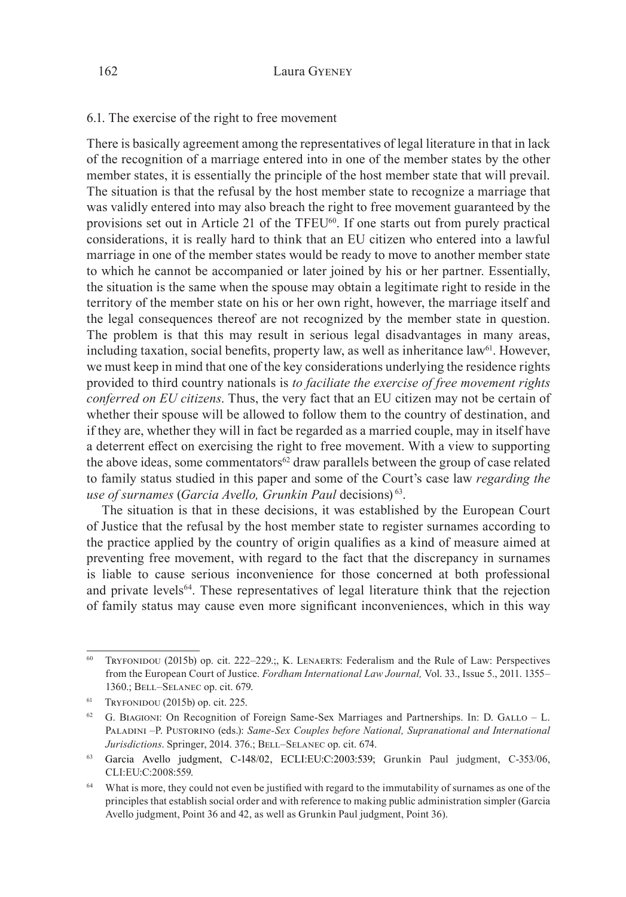### 6.1. The exercise of the right to free movement

There is basically agreement among the representatives of legal literature in that in lack of the recognition of a marriage entered into in one of the member states by the other member states, it is essentially the principle of the host member state that will prevail. The situation is that the refusal by the host member state to recognize a marriage that was validly entered into may also breach the right to free movement guaranteed by the provisions set out in Article 21 of the TFEU[60]. If one starts out from purely practical considerations, it is really hard to think that an EU citizen who entered into a lawful marriage in one of the member states would be ready to move to another member state to which he cannot be accompanied or later joined by his or her partner. Essentially, the situation is the same when the spouse may obtain a legitimate right to reside in the territory of the member state on his or her own right, however, the marriage itself and the legal consequences thereof are not recognized by the member state in question. The problem is that this may result in serious legal disadvantages in many areas, including taxation, social benefits, property law, as well as inheritance law[61]. However, we must keep in mind that one of the key considerations underlying the residence rights provided to third country nationals is *to faciliate the exercise of free movement rights conferred on EU citizens*. Thus, the very fact that an EU citizen may not be certain of whether their spouse will be allowed to follow them to the country of destination, and if they are, whether they will in fact be regarded as a married couple, may in itself have a deterrent effect on exercising the right to free movement. With a view to supporting the above ideas, some commentators[62] draw parallels between the group of case related to family status studied in this paper and some of the Court's case law *regarding the use of surnames* (*Garcia Avello, Grunkin Paul* decisions)[63].

The situation is that in these decisions, it was established by the European Court of Justice that the refusal by the host member state to register surnames according to the practice applied by the country of origin qualifies as a kind of measure aimed at preventing free movement, with regard to the fact that the discrepancy in surnames is liable to cause serious inconvenience for those concerned at both professional and private levels[64]. These representatives of legal literature think that the rejection of family status may cause even more significant inconveniences, which in this way

---

[60] Tryfonidou (2015b) op. cit. 222–229.;, K. Lenaerts: Federalism and the Rule of Law: Perspectives from the European Court of Justice. *Fordham International Law Journal,* Vol. 33., Issue 5., 2011. 1355–1360.; Bell–Selanec op. cit. 679.

[61] Tryfonidou (2015b) op. cit. 225.

[62] G. Biagioni: On Recognition of Foreign Same-Sex Marriages and Partnerships. In: D. Gallo – L. Paladini –P. Pustorino (eds.): *Same-Sex Couples before National, Supranational and International Jurisdictions*. Springer, 2014. 376.; Bell–Selanec op. cit. 674.

[63] Garcia Avello judgment, C-148/02, ECLI:EU:C:2003:539; Grunkin Paul judgment, C-353/06, CLI:EU:C:2008:559.

[64] What is more, they could not even be justified with regard to the immutability of surnames as one of the principles that establish social order and with reference to making public administration simpler (Garcia Avello judgment, Point 36 and 42, as well as Grunkin Paul judgment, Point 36).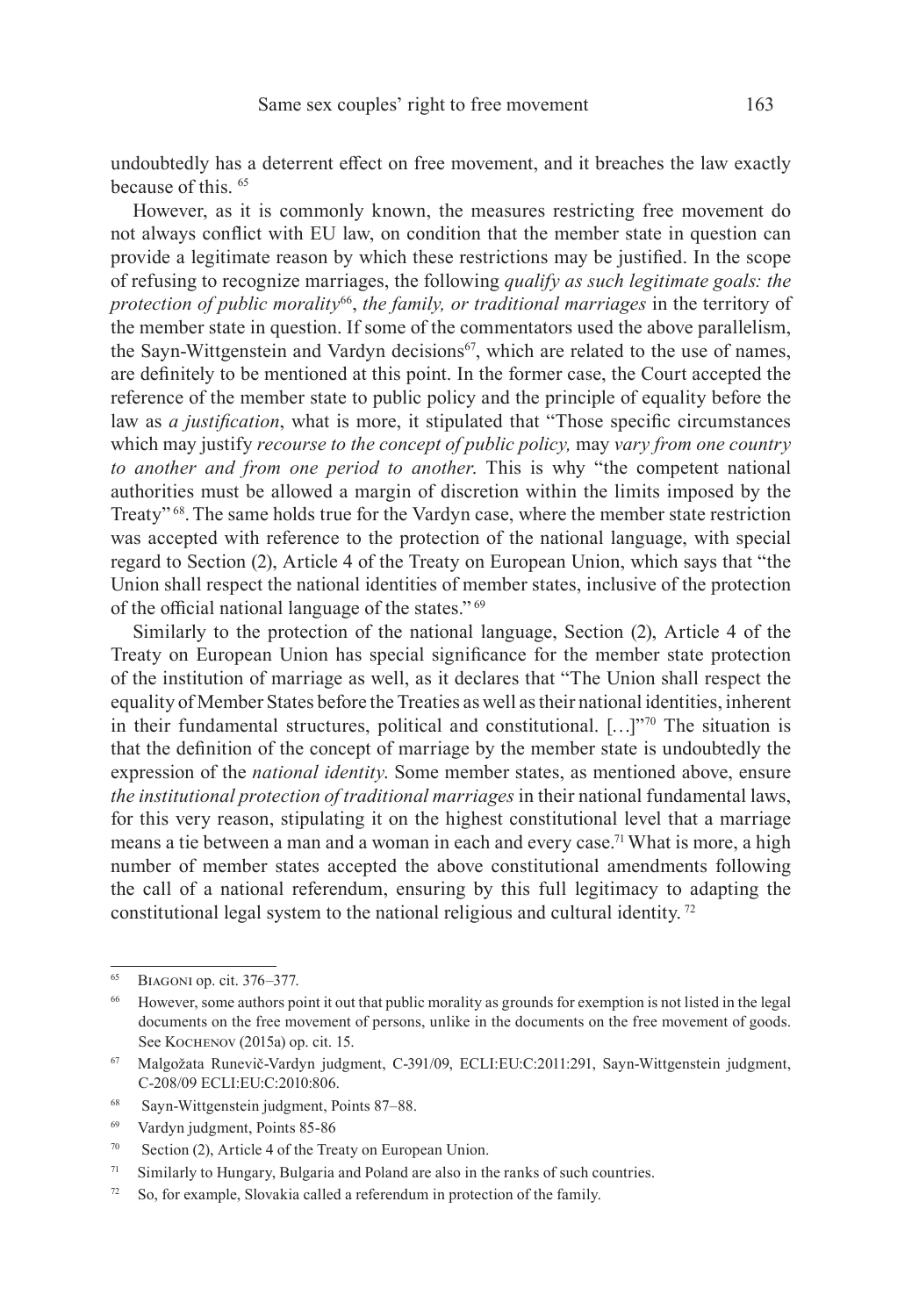undoubtedly has a deterrent effect on free movement, and it breaches the law exactly because of this. [65]

However, as it is commonly known, the measures restricting free movement do not always conflict with EU law, on condition that the member state in question can provide a legitimate reason by which these restrictions may be justified. In the scope of refusing to recognize marriages, the following *qualify as such legitimate goals: the protection of public morality*[66], *the family, or traditional marriages* in the territory of the member state in question. If some of the commentators used the above parallelism, the Sayn-Wittgenstein and Vardyn decisions[67], which are related to the use of names, are definitely to be mentioned at this point. In the former case, the Court accepted the reference of the member state to public policy and the principle of equality before the law as *a justification*, what is more, it stipulated that "Those specific circumstances which may justify *recourse to the concept of public policy,* may *vary from one country to another and from one period to another.* This is why "the competent national authorities must be allowed a margin of discretion within the limits imposed by the Treaty" [68]. The same holds true for the Vardyn case, where the member state restriction was accepted with reference to the protection of the national language, with special regard to Section (2), Article 4 of the Treaty on European Union, which says that "the Union shall respect the national identities of member states, inclusive of the protection of the official national language of the states." [69]

Similarly to the protection of the national language, Section (2), Article 4 of the Treaty on European Union has special significance for the member state protection of the institution of marriage as well, as it declares that "The Union shall respect the equality of Member States before the Treaties as well as their national identities, inherent in their fundamental structures, political and constitutional. […]"[70] The situation is that the definition of the concept of marriage by the member state is undoubtedly the expression of the *national identity*. Some member states, as mentioned above, ensure *the institutional protection of traditional marriages* in their national fundamental laws, for this very reason, stipulating it on the highest constitutional level that a marriage means a tie between a man and a woman in each and every case.[71] What is more, a high number of member states accepted the above constitutional amendments following the call of a national referendum, ensuring by this full legitimacy to adapting the constitutional legal system to the national religious and cultural identity. [72]

---

[65] Biagoni op. cit. 376–377.

[66] However, some authors point it out that public morality as grounds for exemption is not listed in the legal documents on the free movement of persons, unlike in the documents on the free movement of goods. See Kochenov (2015a) op. cit. 15.

[67] Malgožata Runevič-Vardyn judgment, C-391/09, ECLI:EU:C:2011:291, Sayn-Wittgenstein judgment, C-208/09 ECLI:EU:C:2010:806.

[68] Sayn-Wittgenstein judgment, Points 87–88.

[69] Vardyn judgment, Points 85-86

[70] Section (2), Article 4 of the Treaty on European Union.

[71] Similarly to Hungary, Bulgaria and Poland are also in the ranks of such countries.

[72] So, for example, Slovakia called a referendum in protection of the family.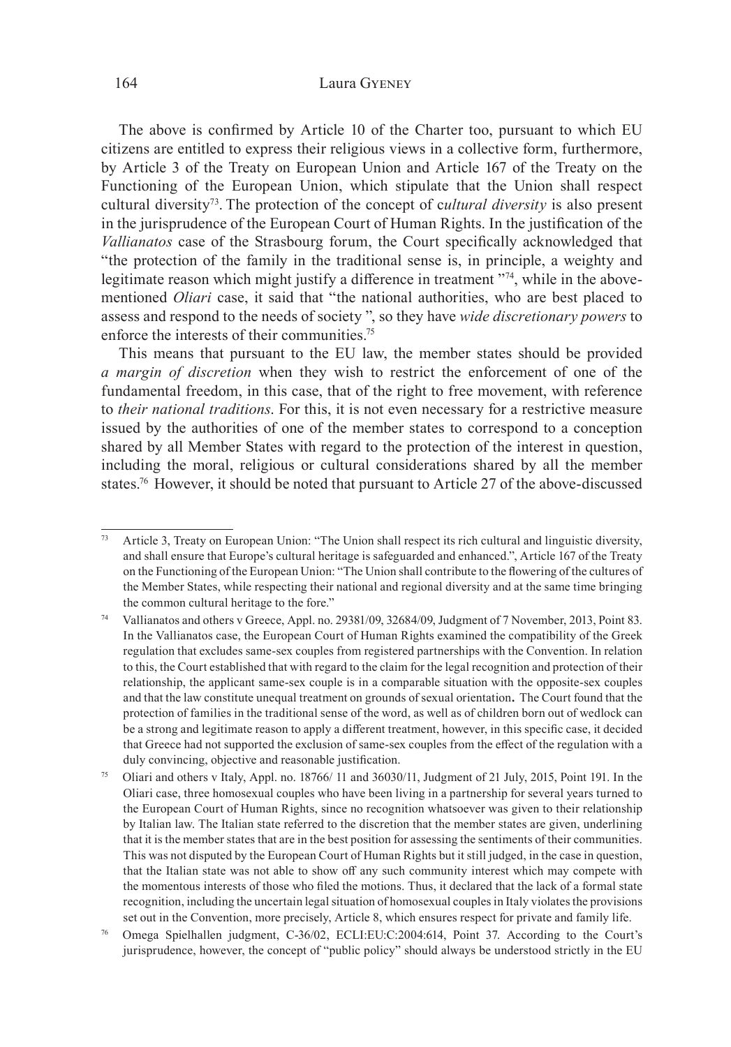The above is confirmed by Article 10 of the Charter too, pursuant to which EU citizens are entitled to express their religious views in a collective form, furthermore, by Article 3 of the Treaty on European Union and Article 167 of the Treaty on the Functioning of the European Union, which stipulate that the Union shall respect cultural diversity[73]. The protection of the concept of c*ultural diversity* is also present in the jurisprudence of the European Court of Human Rights. In the justification of the *Vallianatos* case of the Strasbourg forum, the Court specifically acknowledged that "the protection of the family in the traditional sense is, in principle, a weighty and legitimate reason which might justify a difference in treatment "[74], while in the above-mentioned *Oliari* case, it said that "the national authorities, who are best placed to assess and respond to the needs of society ", so they have *wide discretionary powers* to enforce the interests of their communities.[75]

This means that pursuant to the EU law, the member states should be provided *a margin of discretion* when they wish to restrict the enforcement of one of the fundamental freedom, in this case, that of the right to free movement, with reference to *their national traditions*. For this, it is not even necessary for a restrictive measure issued by the authorities of one of the member states to correspond to a conception shared by all Member States with regard to the protection of the interest in question, including the moral, religious or cultural considerations shared by all the member states.[76] However, it should be noted that pursuant to Article 27 of the above-discussed

---

[73] Article 3, Treaty on European Union: "The Union shall respect its rich cultural and linguistic diversity, and shall ensure that Europe's cultural heritage is safeguarded and enhanced.", Article 167 of the Treaty on the Functioning of the European Union: "The Union shall contribute to the flowering of the cultures of the Member States, while respecting their national and regional diversity and at the same time bringing the common cultural heritage to the fore."

[74] Vallianatos and others v Greece, Appl. no. 29381/09, 32684/09, Judgment of 7 November, 2013, Point 83. In the Vallianatos case, the European Court of Human Rights examined the compatibility of the Greek regulation that excludes same-sex couples from registered partnerships with the Convention. In relation to this, the Court established that with regard to the claim for the legal recognition and protection of their relationship, the applicant same-sex couple is in a comparable situation with the opposite-sex couples and that the law constitute unequal treatment on grounds of sexual orientation**.** The Court found that the protection of families in the traditional sense of the word, as well as of children born out of wedlock can be a strong and legitimate reason to apply a different treatment, however, in this specific case, it decided that Greece had not supported the exclusion of same-sex couples from the effect of the regulation with a duly convincing, objective and reasonable justification.

[75] Oliari and others v Italy, Appl. no. 18766/ 11 and 36030/11, Judgment of 21 July, 2015, Point 191. In the Oliari case, three homosexual couples who have been living in a partnership for several years turned to the European Court of Human Rights, since no recognition whatsoever was given to their relationship by Italian law. The Italian state referred to the discretion that the member states are given, underlining that it is the member states that are in the best position for assessing the sentiments of their communities. This was not disputed by the European Court of Human Rights but it still judged, in the case in question, that the Italian state was not able to show off any such community interest which may compete with the momentous interests of those who filed the motions. Thus, it declared that the lack of a formal state recognition, including the uncertain legal situation of homosexual couples in Italy violates the provisions set out in the Convention, more precisely, Article 8, which ensures respect for private and family life.

[76] Omega Spielhallen judgment, C-36/02, ECLI:EU:C:2004:614, Point 37. According to the Court's jurisprudence, however, the concept of "public policy" should always be understood strictly in the EU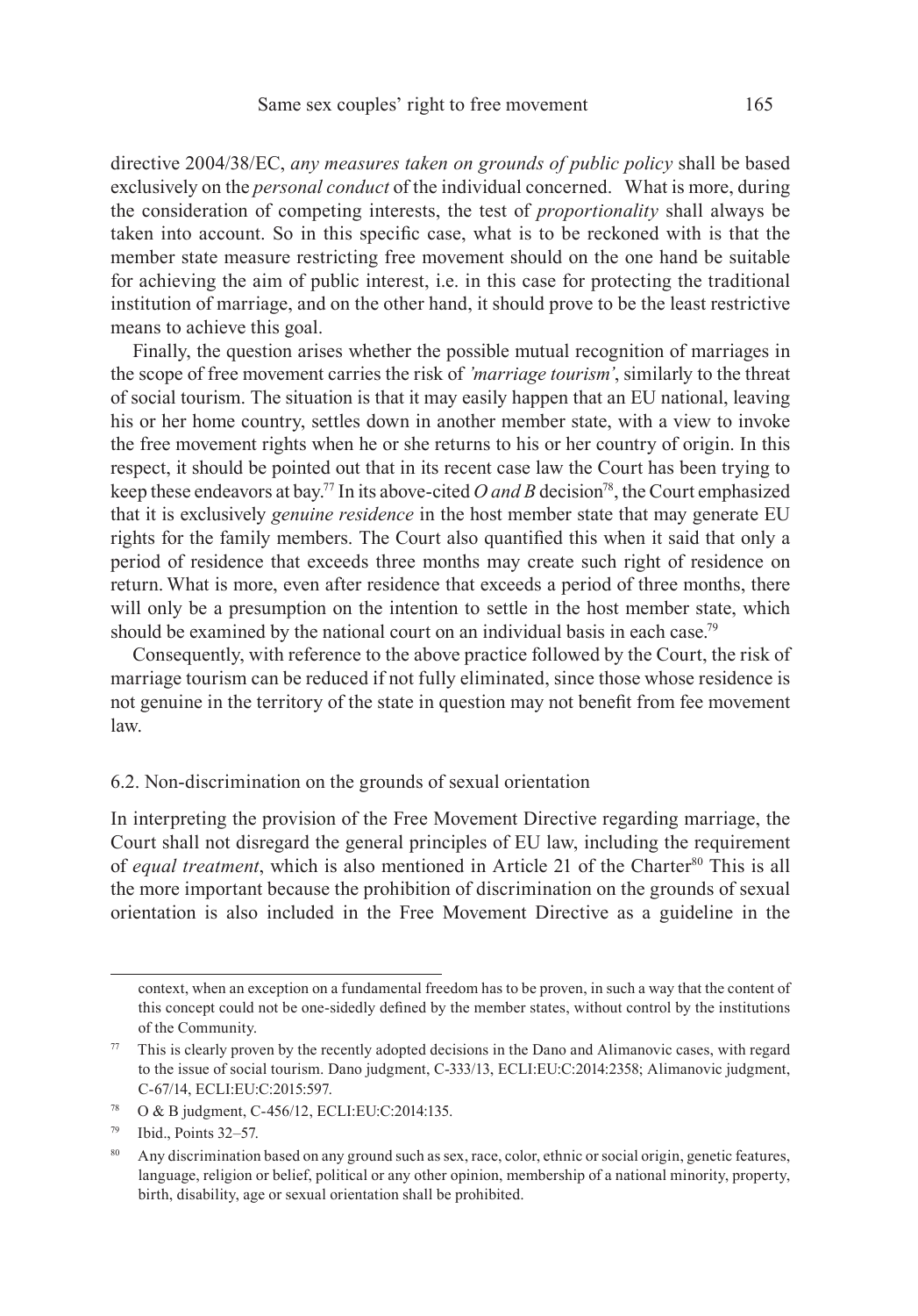directive 2004/38/EC, *any measures taken on grounds of public policy* shall be based exclusively on the *personal conduct* of the individual concerned. What is more, during the consideration of competing interests, the test of *proportionality* shall always be taken into account. So in this specific case, what is to be reckoned with is that the member state measure restricting free movement should on the one hand be suitable for achieving the aim of public interest, i.e. in this case for protecting the traditional institution of marriage, and on the other hand, it should prove to be the least restrictive means to achieve this goal.

Finally, the question arises whether the possible mutual recognition of marriages in the scope of free movement carries the risk of *'marriage tourism'*, similarly to the threat of social tourism. The situation is that it may easily happen that an EU national, leaving his or her home country, settles down in another member state, with a view to invoke the free movement rights when he or she returns to his or her country of origin. In this respect, it should be pointed out that in its recent case law the Court has been trying to keep these endeavors at bay.[77] In its above-cited *O and B* decision[78], the Court emphasized that it is exclusively *genuine residence* in the host member state that may generate EU rights for the family members. The Court also quantified this when it said that only a period of residence that exceeds three months may create such right of residence on return. What is more, even after residence that exceeds a period of three months, there will only be a presumption on the intention to settle in the host member state, which should be examined by the national court on an individual basis in each case.[79]

Consequently, with reference to the above practice followed by the Court, the risk of marriage tourism can be reduced if not fully eliminated, since those whose residence is not genuine in the territory of the state in question may not benefit from fee movement law.

### 6.2. Non-discrimination on the grounds of sexual orientation

In interpreting the provision of the Free Movement Directive regarding marriage, the Court shall not disregard the general principles of EU law, including the requirement of *equal treatment*, which is also mentioned in Article 21 of the Charter[80] This is all the more important because the prohibition of discrimination on the grounds of sexual orientation is also included in the Free Movement Directive as a guideline in the

---

context, when an exception on a fundamental freedom has to be proven, in such a way that the content of this concept could not be one-sidedly defined by the member states, without control by the institutions of the Community.

[77] This is clearly proven by the recently adopted decisions in the Dano and Alimanovic cases, with regard to the issue of social tourism. Dano judgment, C-333/13, ECLI:EU:C:2014:2358; Alimanovic judgment, C-67/14, ECLI:EU:C:2015:597.

[78] O & B judgment, C-456/12, ECLI:EU:C:2014:135.

[79] Ibid., Points 32–57.

[80] Any discrimination based on any ground such as sex, race, color, ethnic or social origin, genetic features, language, religion or belief, political or any other opinion, membership of a national minority, property, birth, disability, age or sexual orientation shall be prohibited.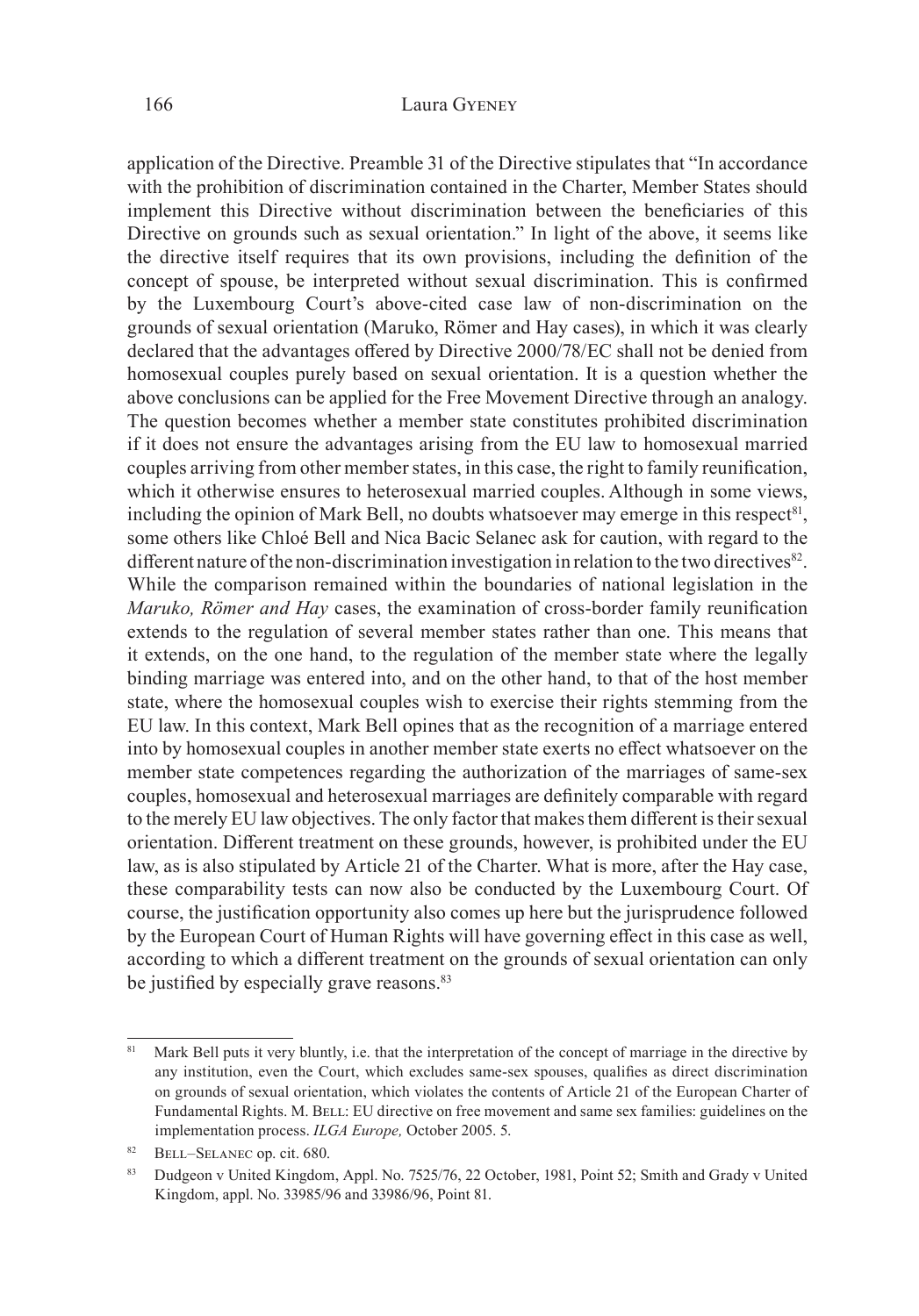application of the Directive. Preamble 31 of the Directive stipulates that "In accordance with the prohibition of discrimination contained in the Charter, Member States should implement this Directive without discrimination between the beneficiaries of this Directive on grounds such as sexual orientation." In light of the above, it seems like the directive itself requires that its own provisions, including the definition of the concept of spouse, be interpreted without sexual discrimination. This is confirmed by the Luxembourg Court's above-cited case law of non-discrimination on the grounds of sexual orientation (Maruko, Römer and Hay cases), in which it was clearly declared that the advantages offered by Directive 2000/78/EC shall not be denied from homosexual couples purely based on sexual orientation. It is a question whether the above conclusions can be applied for the Free Movement Directive through an analogy. The question becomes whether a member state constitutes prohibited discrimination if it does not ensure the advantages arising from the EU law to homosexual married couples arriving from other member states, in this case, the right to family reunification, which it otherwise ensures to heterosexual married couples. Although in some views, including the opinion of Mark Bell, no doubts whatsoever may emerge in this respect[81], some others like Chloé Bell and Nica Bacic Selanec ask for caution, with regard to the different nature of the non-discrimination investigation in relation to the two directives[82]. While the comparison remained within the boundaries of national legislation in the *Maruko, Römer and Hay* cases, the examination of cross-border family reunification extends to the regulation of several member states rather than one. This means that it extends, on the one hand, to the regulation of the member state where the legally binding marriage was entered into, and on the other hand, to that of the host member state, where the homosexual couples wish to exercise their rights stemming from the EU law. In this context, Mark Bell opines that as the recognition of a marriage entered into by homosexual couples in another member state exerts no effect whatsoever on the member state competences regarding the authorization of the marriages of same-sex couples, homosexual and heterosexual marriages are definitely comparable with regard to the merely EU law objectives. The only factor that makes them different is their sexual orientation. Different treatment on these grounds, however, is prohibited under the EU law, as is also stipulated by Article 21 of the Charter. What is more, after the Hay case, these comparability tests can now also be conducted by the Luxembourg Court. Of course, the justification opportunity also comes up here but the jurisprudence followed by the European Court of Human Rights will have governing effect in this case as well, according to which a different treatment on the grounds of sexual orientation can only be justified by especially grave reasons.[83]

---

[81] Mark Bell puts it very bluntly, i.e. that the interpretation of the concept of marriage in the directive by any institution, even the Court, which excludes same-sex spouses, qualifies as direct discrimination on grounds of sexual orientation, which violates the contents of Article 21 of the European Charter of Fundamental Rights. M. Bell: EU directive on free movement and same sex families: guidelines on the implementation process. *ILGA Europe,* October 2005. 5.

[82] Bell–Selanec op. cit. 680.

[83] Dudgeon v United Kingdom, Appl. No. 7525/76, 22 October, 1981, Point 52; Smith and Grady v United Kingdom, appl. No. 33985/96 and 33986/96, Point 81.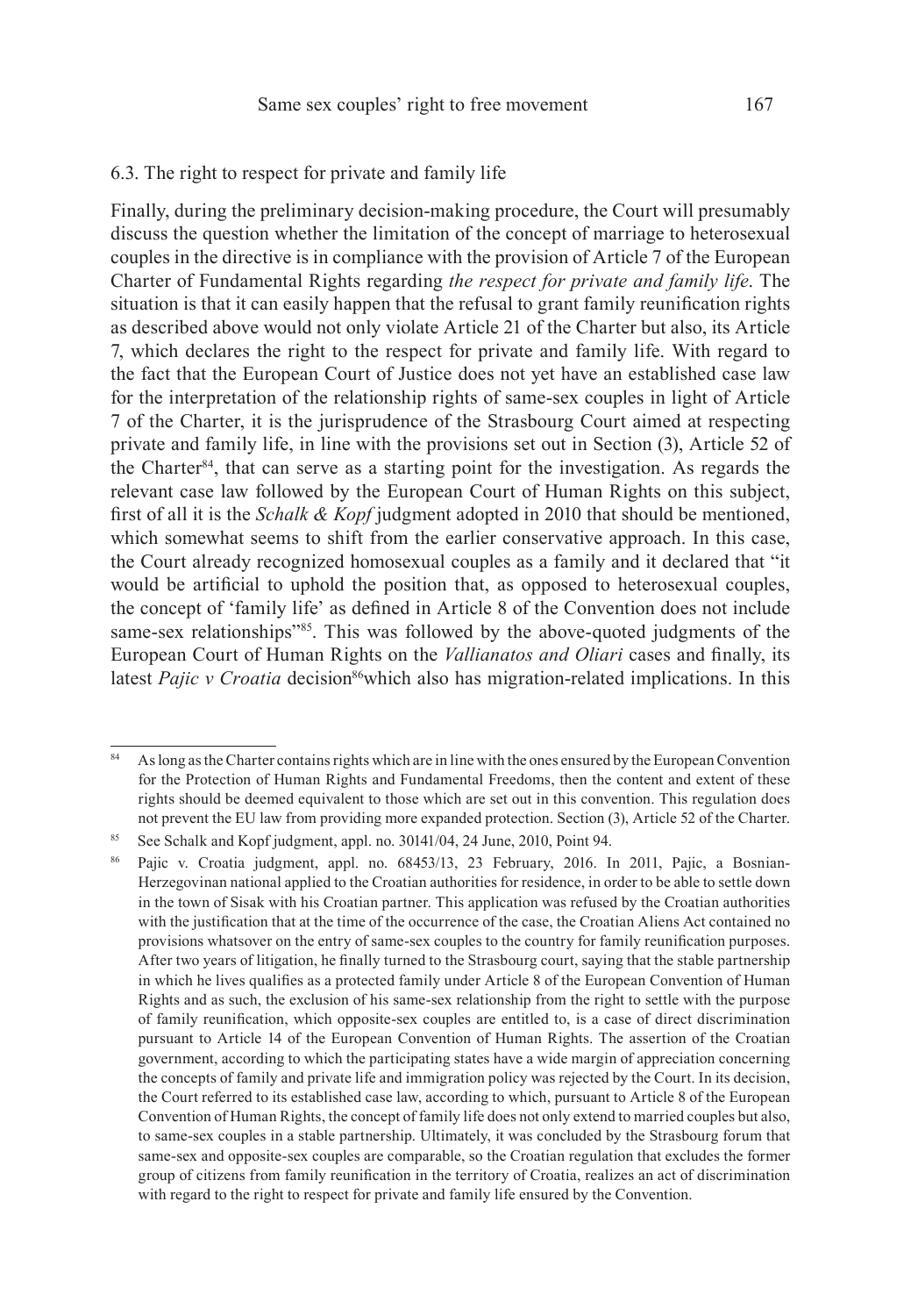### 6.3. The right to respect for private and family life

Finally, during the preliminary decision-making procedure, the Court will presumably discuss the question whether the limitation of the concept of marriage to heterosexual couples in the directive is in compliance with the provision of Article 7 of the European Charter of Fundamental Rights regarding *the respect for private and family life*. The situation is that it can easily happen that the refusal to grant family reunification rights as described above would not only violate Article 21 of the Charter but also, its Article 7, which declares the right to the respect for private and family life. With regard to the fact that the European Court of Justice does not yet have an established case law for the interpretation of the relationship rights of same-sex couples in light of Article 7 of the Charter, it is the jurisprudence of the Strasbourg Court aimed at respecting private and family life, in line with the provisions set out in Section (3), Article 52 of the Charter[84], that can serve as a starting point for the investigation. As regards the relevant case law followed by the European Court of Human Rights on this subject, first of all it is the *Schalk & Kopf* judgment adopted in 2010 that should be mentioned, which somewhat seems to shift from the earlier conservative approach. In this case, the Court already recognized homosexual couples as a family and it declared that "it would be artificial to uphold the position that, as opposed to heterosexual couples, the concept of 'family life' as defined in Article 8 of the Convention does not include same-sex relationships"[85]. This was followed by the above-quoted judgments of the European Court of Human Rights on the *Vallianatos and Oliari* cases and finally, its latest *Pajic v Croatia* decision[86]which also has migration-related implications. In this

---

[84] As long as the Charter contains rights which are in line with the ones ensured by the European Convention for the Protection of Human Rights and Fundamental Freedoms, then the content and extent of these rights should be deemed equivalent to those which are set out in this convention. This regulation does not prevent the EU law from providing more expanded protection. Section (3), Article 52 of the Charter.

[85] See Schalk and Kopf judgment, appl. no. 30141/04, 24 June, 2010, Point 94.

[86] Pajic v. Croatia judgment, appl. no. 68453/13, 23 February, 2016. In 2011, Pajic, a Bosnian-Herzegovinan national applied to the Croatian authorities for residence, in order to be able to settle down in the town of Sisak with his Croatian partner. This application was refused by the Croatian authorities with the justification that at the time of the occurrence of the case, the Croatian Aliens Act contained no provisions whatsoever on the entry of same-sex couples to the country for family reunification purposes. After two years of litigation, he finally turned to the Strasbourg court, saying that the stable partnership in which he lives qualifies as a protected family under Article 8 of the European Convention of Human Rights and as such, the exclusion of his same-sex relationship from the right to settle with the purpose of family reunification, which opposite-sex couples are entitled to, is a case of direct discrimination pursuant to Article 14 of the European Convention of Human Rights. The assertion of the Croatian government, according to which the participating states have a wide margin of appreciation concerning the concepts of family and private life and immigration policy was rejected by the Court. In its decision, the Court referred to its established case law, according to which, pursuant to Article 8 of the European Convention of Human Rights, the concept of family life does not only extend to married couples but also, to same-sex couples in a stable partnership. Ultimately, it was concluded by the Strasbourg forum that same-sex and opposite-sex couples are comparable, so the Croatian regulation that excludes the former group of citizens from family reunification in the territory of Croatia, realizes an act of discrimination with regard to the right to respect for private and family life ensured by the Convention.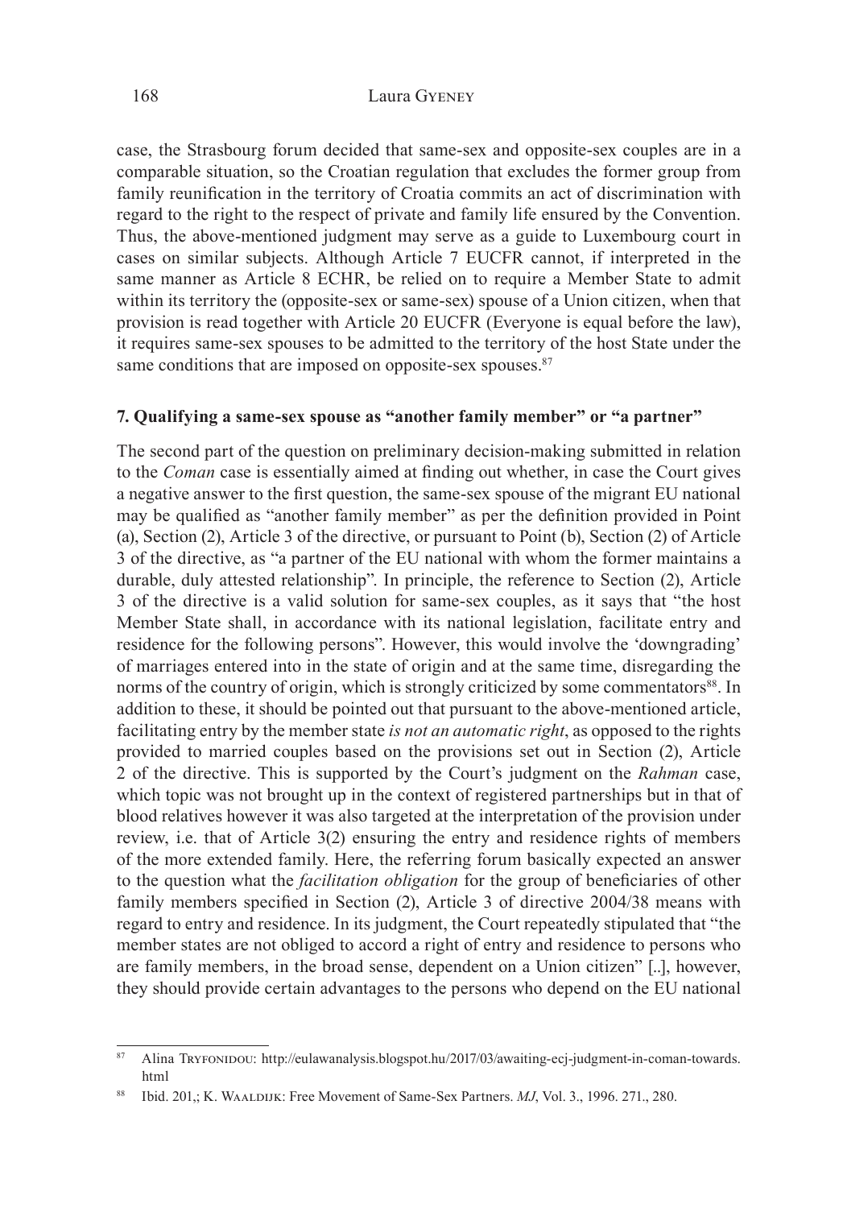case, the Strasbourg forum decided that same-sex and opposite-sex couples are in a comparable situation, so the Croatian regulation that excludes the former group from family reunification in the territory of Croatia commits an act of discrimination with regard to the right to the respect of private and family life ensured by the Convention. Thus, the above-mentioned judgment may serve as a guide to Luxembourg court in cases on similar subjects. Although Article 7 EUCFR cannot, if interpreted in the same manner as Article 8 ECHR, be relied on to require a Member State to admit within its territory the (opposite-sex or same-sex) spouse of a Union citizen, when that provision is read together with Article 20 EUCFR (Everyone is equal before the law), it requires same-sex spouses to be admitted to the territory of the host State under the same conditions that are imposed on opposite-sex spouses.[87]

## 7. Qualifying a same-sex spouse as "another family member" or "a partner"

The second part of the question on preliminary decision-making submitted in relation to the *Coman* case is essentially aimed at finding out whether, in case the Court gives a negative answer to the first question, the same-sex spouse of the migrant EU national may be qualified as "another family member" as per the definition provided in Point (a), Section (2), Article 3 of the directive, or pursuant to Point (b), Section (2) of Article 3 of the directive, as "a partner of the EU national with whom the former maintains a durable, duly attested relationship". In principle, the reference to Section (2), Article 3 of the directive is a valid solution for same-sex couples, as it says that "the host Member State shall, in accordance with its national legislation, facilitate entry and residence for the following persons". However, this would involve the 'downgrading' of marriages entered into in the state of origin and at the same time, disregarding the norms of the country of origin, which is strongly criticized by some commentators[88]. In addition to these, it should be pointed out that pursuant to the above-mentioned article, facilitating entry by the member state *is not an automatic right*, as opposed to the rights provided to married couples based on the provisions set out in Section (2), Article 2 of the directive. This is supported by the Court's judgment on the *Rahman* case, which topic was not brought up in the context of registered partnerships but in that of blood relatives however it was also targeted at the interpretation of the provision under review, i.e. that of Article 3(2) ensuring the entry and residence rights of members of the more extended family. Here, the referring forum basically expected an answer to the question what the *facilitation obligation* for the group of beneficiaries of other family members specified in Section (2), Article 3 of directive 2004/38 means with regard to entry and residence. In its judgment, the Court repeatedly stipulated that "the member states are not obliged to accord a right of entry and residence to persons who are family members, in the broad sense, dependent on a Union citizen" [..], however, they should provide certain advantages to the persons who depend on the EU national

[87] Alina Tryfonidou: http://eulawanalysis.blogspot.hu/2017/03/awaiting-ecj-judgment-in-coman-towards.html

[88] Ibid. 201,; K. Waaldijk: Free Movement of Same-Sex Partners. *MJ*, Vol. 3., 1996. 271., 280.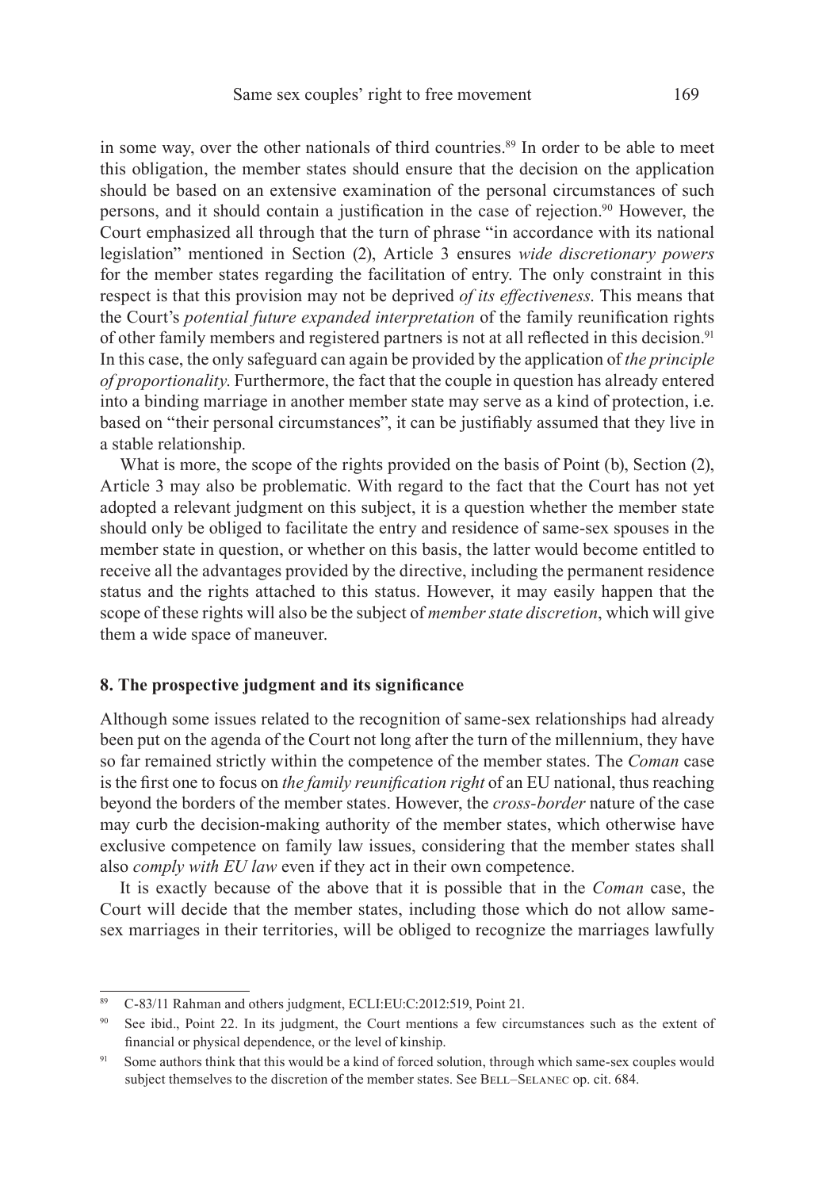in some way, over the other nationals of third countries.[89] In order to be able to meet this obligation, the member states should ensure that the decision on the application should be based on an extensive examination of the personal circumstances of such persons, and it should contain a justification in the case of rejection.[90] However, the Court emphasized all through that the turn of phrase "in accordance with its national legislation" mentioned in Section (2), Article 3 ensures *wide discretionary powers* for the member states regarding the facilitation of entry. The only constraint in this respect is that this provision may not be deprived *of its effectiveness*. This means that the Court's *potential future expanded interpretation* of the family reunification rights of other family members and registered partners is not at all reflected in this decision.[91] In this case, the only safeguard can again be provided by the application of *the principle of proportionality*. Furthermore, the fact that the couple in question has already entered into a binding marriage in another member state may serve as a kind of protection, i.e. based on "their personal circumstances", it can be justifiably assumed that they live in a stable relationship.

What is more, the scope of the rights provided on the basis of Point (b), Section (2), Article 3 may also be problematic. With regard to the fact that the Court has not yet adopted a relevant judgment on this subject, it is a question whether the member state should only be obliged to facilitate the entry and residence of same-sex spouses in the member state in question, or whether on this basis, the latter would become entitled to receive all the advantages provided by the directive, including the permanent residence status and the rights attached to this status. However, it may easily happen that the scope of these rights will also be the subject of *member state discretion*, which will give them a wide space of maneuver.

## 8. The prospective judgment and its significance

Although some issues related to the recognition of same-sex relationships had already been put on the agenda of the Court not long after the turn of the millennium, they have so far remained strictly within the competence of the member states. The *Coman* case is the first one to focus on *the family reunification right* of an EU national, thus reaching beyond the borders of the member states. However, the *cross-border* nature of the case may curb the decision-making authority of the member states, which otherwise have exclusive competence on family law issues, considering that the member states shall also *comply with EU law* even if they act in their own competence.

It is exactly because of the above that it is possible that in the *Coman* case, the Court will decide that the member states, including those which do not allow same-sex marriages in their territories, will be obliged to recognize the marriages lawfully

---

[89] C-83/11 Rahman and others judgment, ECLI:EU:C:2012:519, Point 21.

[90] See ibid., Point 22. In its judgment, the Court mentions a few circumstances such as the extent of financial or physical dependence, or the level of kinship.

[91] Some authors think that this would be a kind of forced solution, through which same-sex couples would subject themselves to the discretion of the member states. See Bell–Selanec op. cit. 684.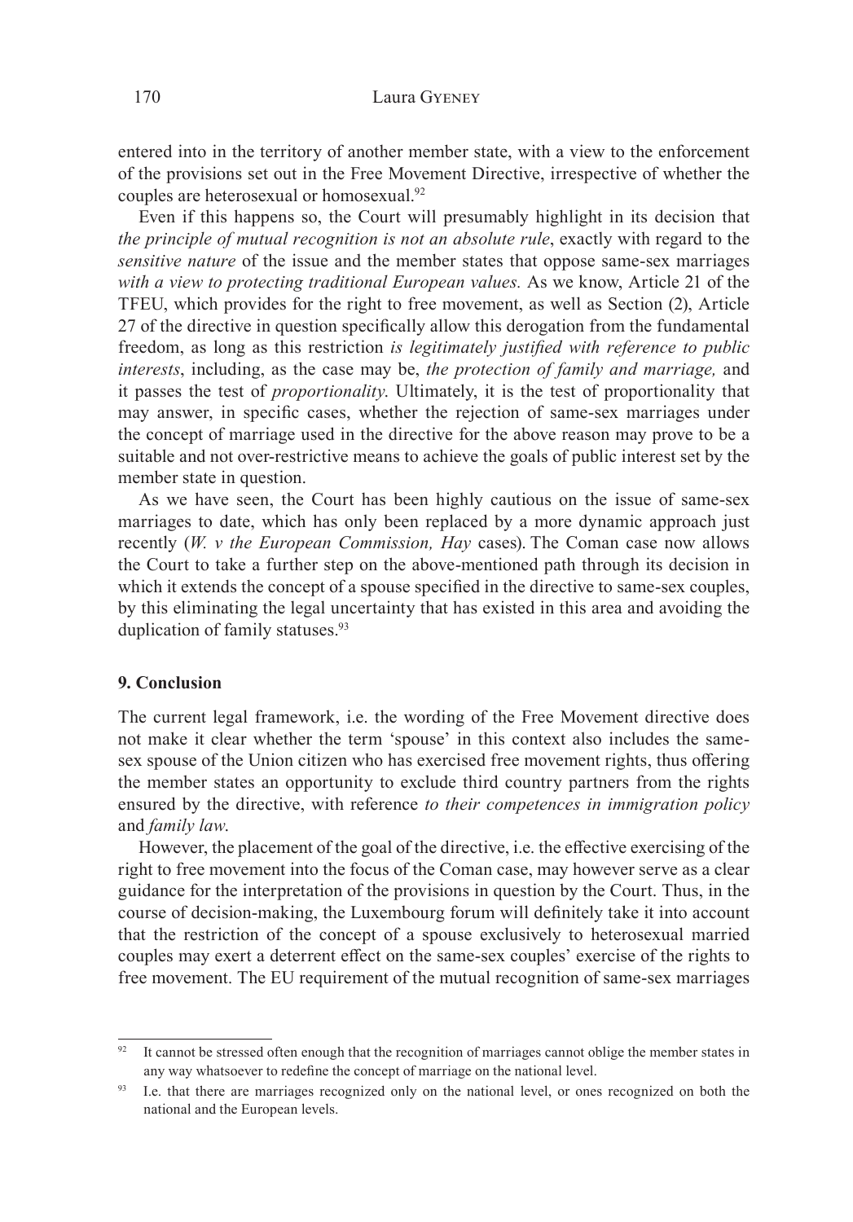entered into in the territory of another member state, with a view to the enforcement of the provisions set out in the Free Movement Directive, irrespective of whether the couples are heterosexual or homosexual.[92]

Even if this happens so, the Court will presumably highlight in its decision that *the principle of mutual recognition is not an absolute rule*, exactly with regard to the *sensitive nature* of the issue and the member states that oppose same-sex marriages *with a view to protecting traditional European values.* As we know, Article 21 of the TFEU, which provides for the right to free movement, as well as Section (2), Article 27 of the directive in question specifically allow this derogation from the fundamental freedom, as long as this restriction *is legitimately justified with reference to public interests*, including, as the case may be, *the protection of family and marriage,* and it passes the test of *proportionality*. Ultimately, it is the test of proportionality that may answer, in specific cases, whether the rejection of same-sex marriages under the concept of marriage used in the directive for the above reason may prove to be a suitable and not over-restrictive means to achieve the goals of public interest set by the member state in question.

As we have seen, the Court has been highly cautious on the issue of same-sex marriages to date, which has only been replaced by a more dynamic approach just recently (*W. v the European Commission, Hay* cases). The Coman case now allows the Court to take a further step on the above-mentioned path through its decision in which it extends the concept of a spouse specified in the directive to same-sex couples, by this eliminating the legal uncertainty that has existed in this area and avoiding the duplication of family statuses.[93]

## 9. Conclusion

The current legal framework, i.e. the wording of the Free Movement directive does not make it clear whether the term 'spouse' in this context also includes the same-sex spouse of the Union citizen who has exercised free movement rights, thus offering the member states an opportunity to exclude third country partners from the rights ensured by the directive, with reference *to their competences in immigration policy* and *family law*.

However, the placement of the goal of the directive, i.e. the effective exercising of the right to free movement into the focus of the Coman case, may however serve as a clear guidance for the interpretation of the provisions in question by the Court. Thus, in the course of decision-making, the Luxembourg forum will definitely take it into account that the restriction of the concept of a spouse exclusively to heterosexual married couples may exert a deterrent effect on the same-sex couples' exercise of the rights to free movement. The EU requirement of the mutual recognition of same-sex marriages

---

[92] It cannot be stressed often enough that the recognition of marriages cannot oblige the member states in any way whatsoever to redefine the concept of marriage on the national level.

[93] I.e. that there are marriages recognized only on the national level, or ones recognized on both the national and the European levels.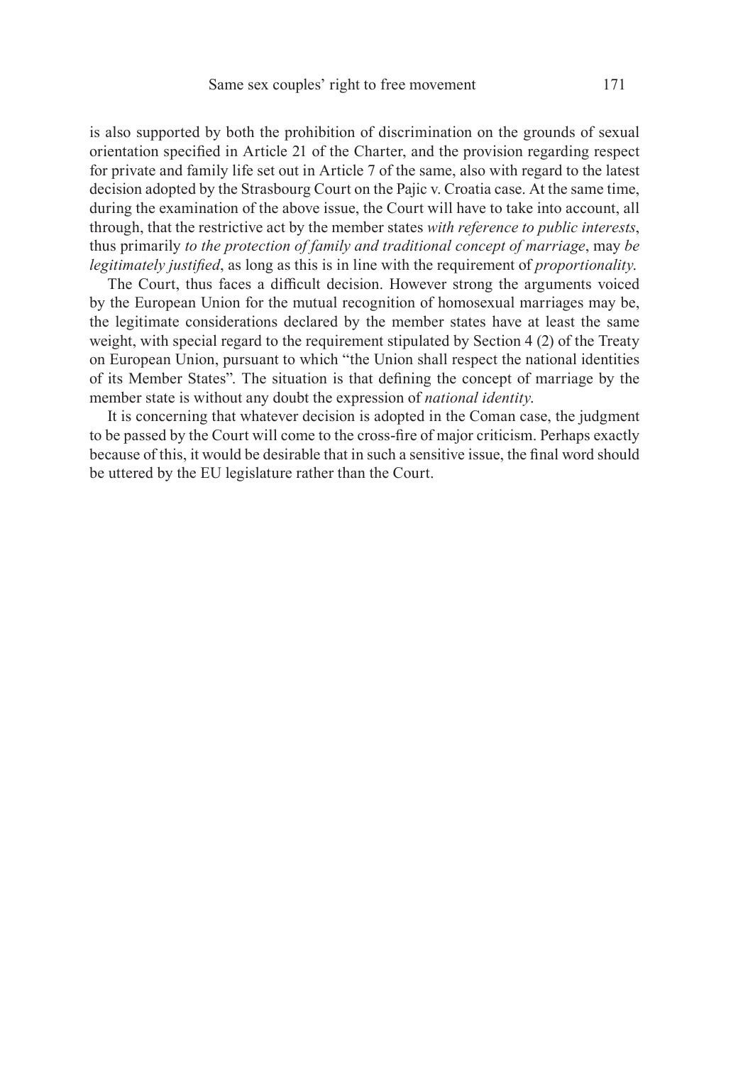is also supported by both the prohibition of discrimination on the grounds of sexual orientation specified in Article 21 of the Charter, and the provision regarding respect for private and family life set out in Article 7 of the same, also with regard to the latest decision adopted by the Strasbourg Court on the Pajic v. Croatia case. At the same time, during the examination of the above issue, the Court will have to take into account, all through, that the restrictive act by the member states *with reference to public interests*, thus primarily *to the protection of family and traditional concept of marriage*, may *be legitimately justified*, as long as this is in line with the requirement of *proportionality.*

The Court, thus faces a difficult decision. However strong the arguments voiced by the European Union for the mutual recognition of homosexual marriages may be, the legitimate considerations declared by the member states have at least the same weight, with special regard to the requirement stipulated by Section 4 (2) of the Treaty on European Union, pursuant to which "the Union shall respect the national identities of its Member States". The situation is that defining the concept of marriage by the member state is without any doubt the expression of *national identity*.

It is concerning that whatever decision is adopted in the Coman case, the judgment to be passed by the Court will come to the cross-fire of major criticism. Perhaps exactly because of this, it would be desirable that in such a sensitive issue, the final word should be uttered by the EU legislature rather than the Court.